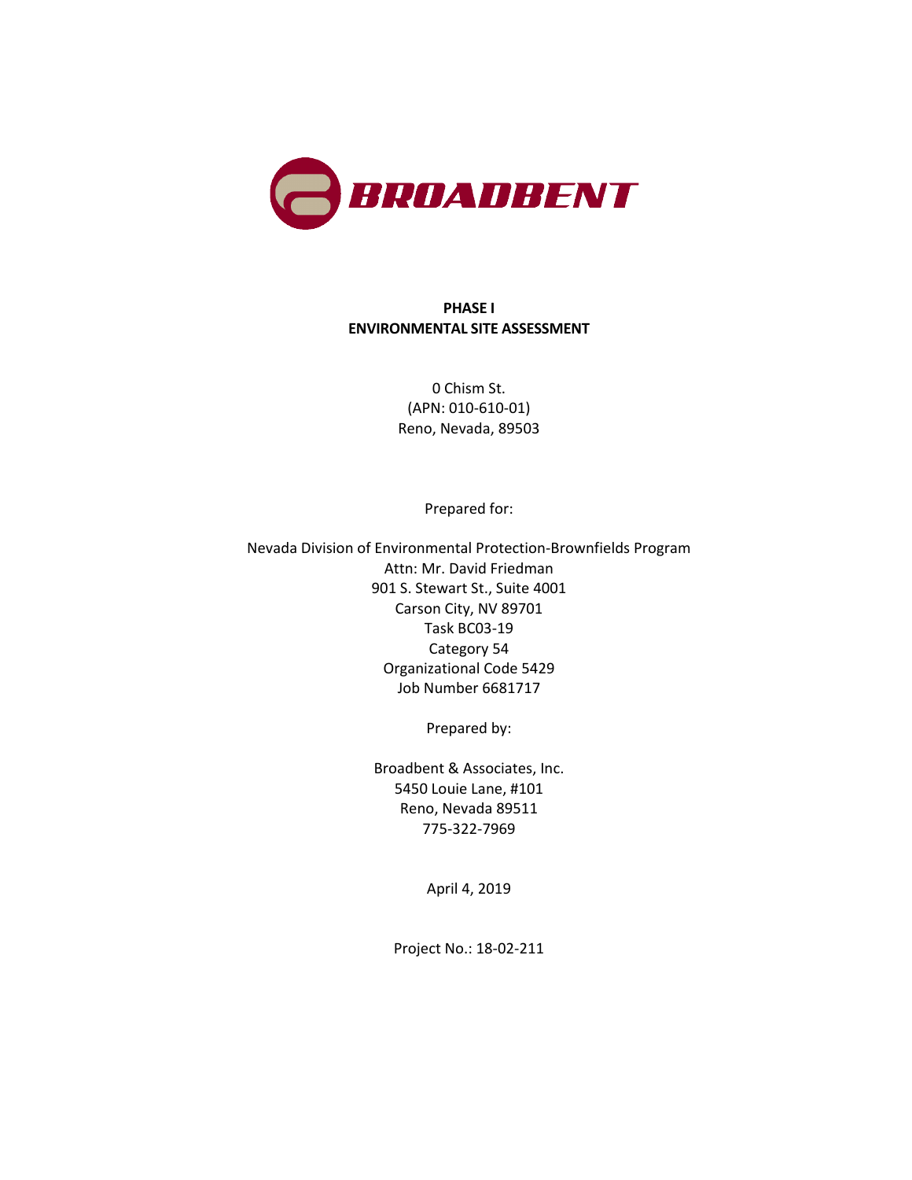BROADBENT

# PHASE I
# ENVIRONMENTAL SITE ASSESSMENT

0 Chism St.
(APN: 010-610-01)
Reno, Nevada, 89503

Prepared for:

Nevada Division of Environmental Protection-Brownfields Program
Attn: Mr. David Friedman
901 S. Stewart St., Suite 4001
Carson City, NV 89701
Task BC03-19
Category 54
Organizational Code 5429
Job Number 6681717

Prepared by:

Broadbent & Associates, Inc.
5450 Louie Lane, #101
Reno, Nevada 89511
775-322-7969

April 4, 2019

Project No.: 18-02-211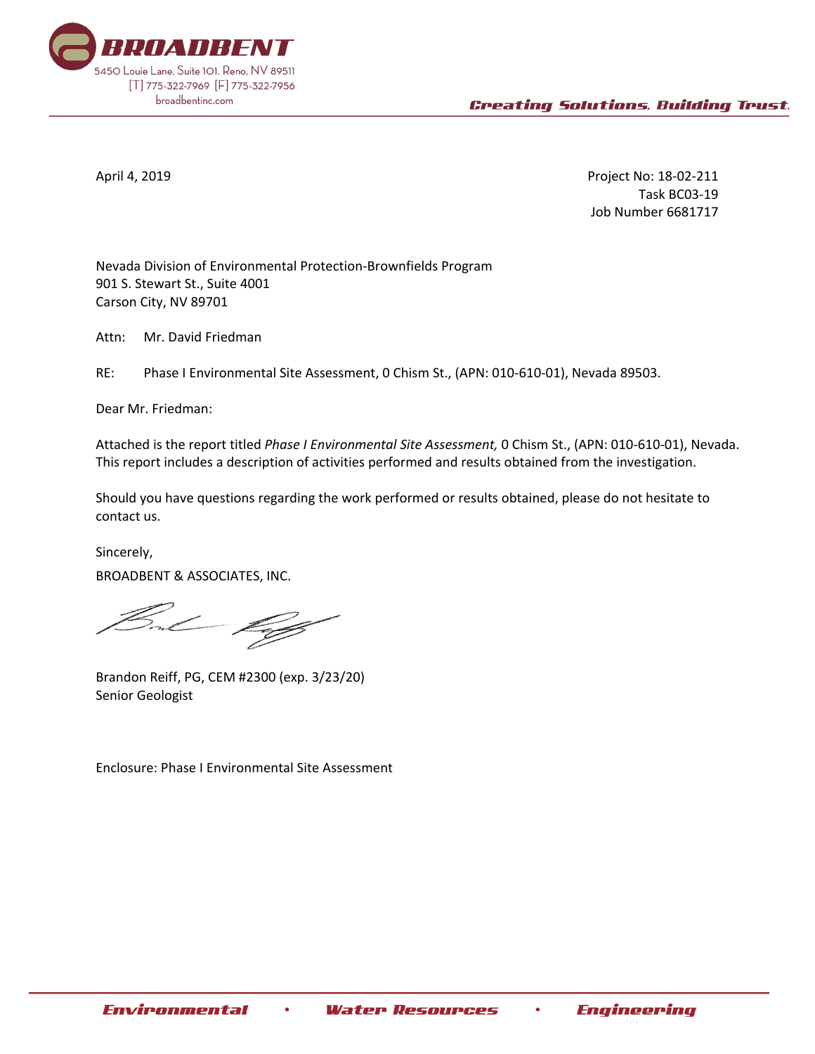**BROADBENT**
5450 Louie Lane. Suite 101. Reno, NV 89511
[T] 775-322-7969 [F] 775-322-7956
broadbentinc.com

*Creating Solutions, Building Trust.*

April 4, 2019

Project No: 18-02-211
Task BC03-19
Job Number 6681717

Nevada Division of Environmental Protection-Brownfields Program
901 S. Stewart St., Suite 4001
Carson City, NV 89701

Attn: Mr. David Friedman

RE: Phase I Environmental Site Assessment, 0 Chism St., (APN: 010-610-01), Nevada 89503.

Dear Mr. Friedman:

Attached is the report titled *Phase I Environmental Site Assessment,* 0 Chism St., (APN: 010-610-01), Nevada. This report includes a description of activities performed and results obtained from the investigation.

Should you have questions regarding the work performed or results obtained, please do not hesitate to contact us.

Sincerely,

BROADBENT & ASSOCIATES, INC.

Brandon Reiff, PG, CEM #2300 (exp. 3/23/20)
Senior Geologist

Enclosure: Phase I Environmental Site Assessment

*Environmental* • *Water Resources* • *Engineering*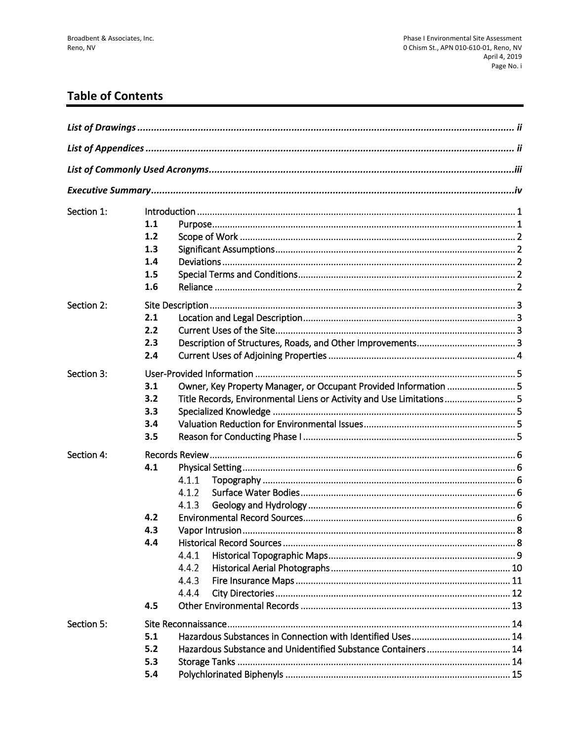## Table of Contents

***List of Drawings*** ........................................................................................................................................ ***ii***

***List of Appendices*** ..................................................................................................................................... ***ii***

***List of Commonly Used Acronyms***...............................................................................................................***iii***

***Executive Summary***....................................................................................................................................***iv***

Section 1: Introduction ........................................................................................................................... 1
- **1.1** Purpose...................................................................................................................... 1
- **1.2** Scope of Work ........................................................................................................... 2
- **1.3** Significant Assumptions............................................................................................. 2
- **1.4** Deviations .................................................................................................................. 2
- **1.5** Special Terms and Conditions..................................................................................... 2
- **1.6** Reliance ..................................................................................................................... 2

Section 2: Site Description ...................................................................................................................... 3
- **2.1** Location and Legal Description................................................................................... 3
- **2.2** Current Uses of the Site.............................................................................................. 3
- **2.3** Description of Structures, Roads, and Other Improvements...................................... 3
- **2.4** Current Uses of Adjoining Properties ......................................................................... 4

Section 3: User-Provided Information .................................................................................................... 5
- **3.1** Owner, Key Property Manager, or Occupant Provided Information ........................... 5
- **3.2** Title Records, Environmental Liens or Activity and Use Limitations............................ 5
- **3.3** Specialized Knowledge ............................................................................................... 5
- **3.4** Valuation Reduction for Environmental Issues........................................................... 5
- **3.5** Reason for Conducting Phase I ................................................................................... 5

Section 4: Records Review ....................................................................................................................... 6
- **4.1** Physical Setting........................................................................................................... 6
  - 4.1.1 Topography ................................................................................................... 6
  - 4.1.2 Surface Water Bodies.................................................................................... 6
  - 4.1.3 Geology and Hydrology ................................................................................. 6
- **4.2** Environmental Record Sources................................................................................... 6
- **4.3** Vapor Intrusion........................................................................................................... 8
- **4.4** Historical Record Sources ........................................................................................... 8
  - 4.4.1 Historical Topographic Maps......................................................................... 9
  - 4.4.2 Historical Aerial Photographs...................................................................... 10
  - 4.4.3 Fire Insurance Maps .................................................................................... 11
  - 4.4.4 City Directories............................................................................................ 12
- **4.5** Other Environmental Records .................................................................................. 13

Section 5: Site Reconnaissance............................................................................................................. 14
- **5.1** Hazardous Substances in Connection with Identified Uses....................................... 14
- **5.2** Hazardous Substance and Unidentified Substance Containers ................................. 14
- **5.3** Storage Tanks ........................................................................................................... 14
- **5.4** Polychlorinated Biphenyls ........................................................................................ 15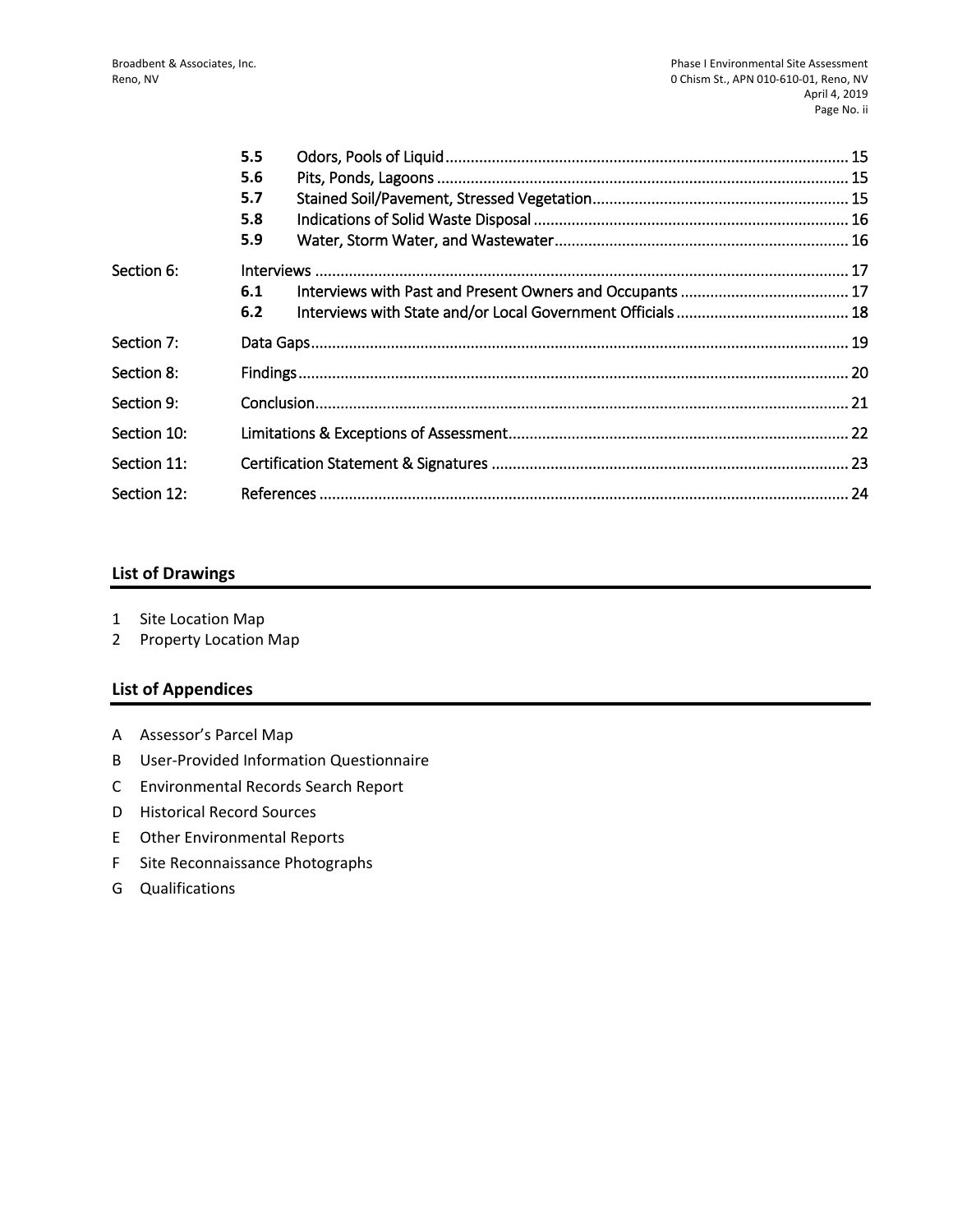| | | | |
|---|---|---|---|
| | **5.5** | Odors, Pools of Liquid | 15 |
| | **5.6** | Pits, Ponds, Lagoons | 15 |
| | **5.7** | Stained Soil/Pavement, Stressed Vegetation | 15 |
| | **5.8** | Indications of Solid Waste Disposal | 16 |
| | **5.9** | Water, Storm Water, and Wastewater | 16 |
| Section 6: | Interviews | | 17 |
| | **6.1** | Interviews with Past and Present Owners and Occupants | 17 |
| | **6.2** | Interviews with State and/or Local Government Officials | 18 |
| Section 7: | Data Gaps | | 19 |
| Section 8: | Findings | | 20 |
| Section 9: | Conclusion | | 21 |
| Section 10: | Limitations & Exceptions of Assessment | | 22 |
| Section 11: | Certification Statement & Signatures | | 23 |
| Section 12: | References | | 24 |

## List of Drawings

1 Site Location Map
2 Property Location Map

## List of Appendices

A Assessor's Parcel Map
B User-Provided Information Questionnaire
C Environmental Records Search Report
D Historical Record Sources
E Other Environmental Reports
F Site Reconnaissance Photographs
G Qualifications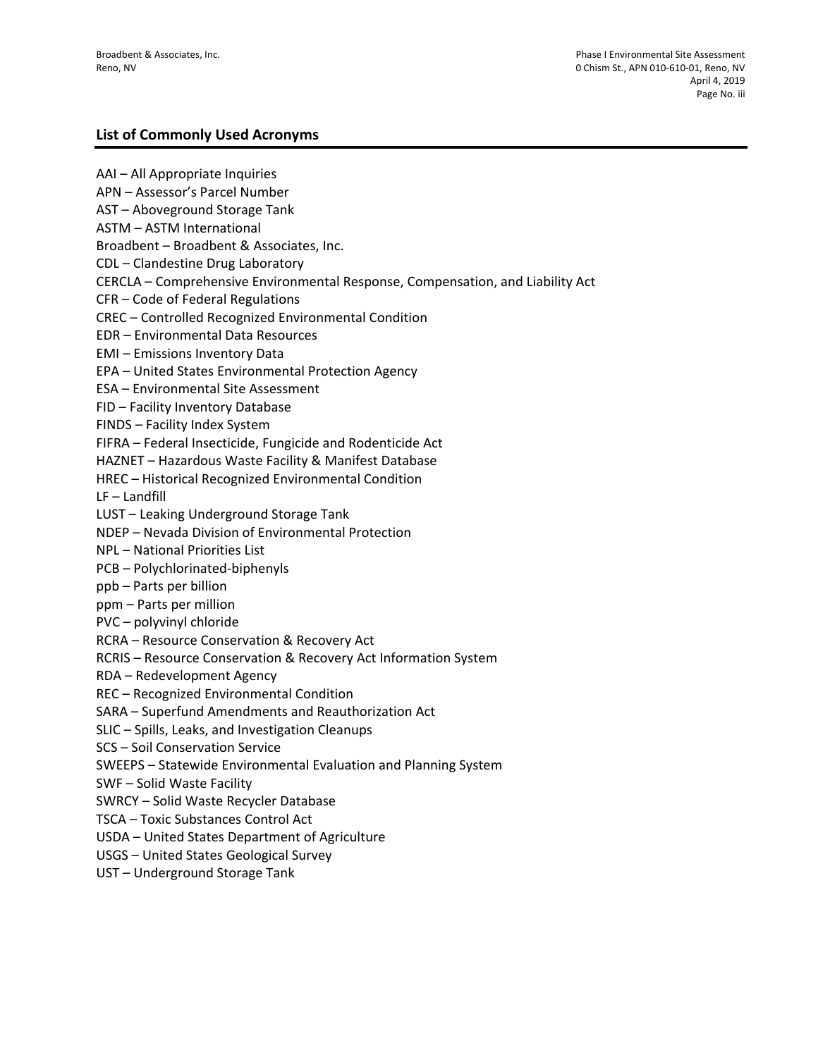## List of Commonly Used Acronyms

AAI – All Appropriate Inquiries
APN – Assessor's Parcel Number
AST – Aboveground Storage Tank
ASTM – ASTM International
Broadbent – Broadbent & Associates, Inc.
CDL – Clandestine Drug Laboratory
CERCLA – Comprehensive Environmental Response, Compensation, and Liability Act
CFR – Code of Federal Regulations
CREC – Controlled Recognized Environmental Condition
EDR – Environmental Data Resources
EMI – Emissions Inventory Data
EPA – United States Environmental Protection Agency
ESA – Environmental Site Assessment
FID – Facility Inventory Database
FINDS – Facility Index System
FIFRA – Federal Insecticide, Fungicide and Rodenticide Act
HAZNET – Hazardous Waste Facility & Manifest Database
HREC – Historical Recognized Environmental Condition
LF – Landfill
LUST – Leaking Underground Storage Tank
NDEP – Nevada Division of Environmental Protection
NPL – National Priorities List
PCB – Polychlorinated-biphenyls
ppb – Parts per billion
ppm – Parts per million
PVC – polyvinyl chloride
RCRA – Resource Conservation & Recovery Act
RCRIS – Resource Conservation & Recovery Act Information System
RDA – Redevelopment Agency
REC – Recognized Environmental Condition
SARA – Superfund Amendments and Reauthorization Act
SLIC – Spills, Leaks, and Investigation Cleanups
SCS – Soil Conservation Service
SWEEPS – Statewide Environmental Evaluation and Planning System
SWF – Solid Waste Facility
SWRCY – Solid Waste Recycler Database
TSCA – Toxic Substances Control Act
USDA – United States Department of Agriculture
USGS – United States Geological Survey
UST – Underground Storage Tank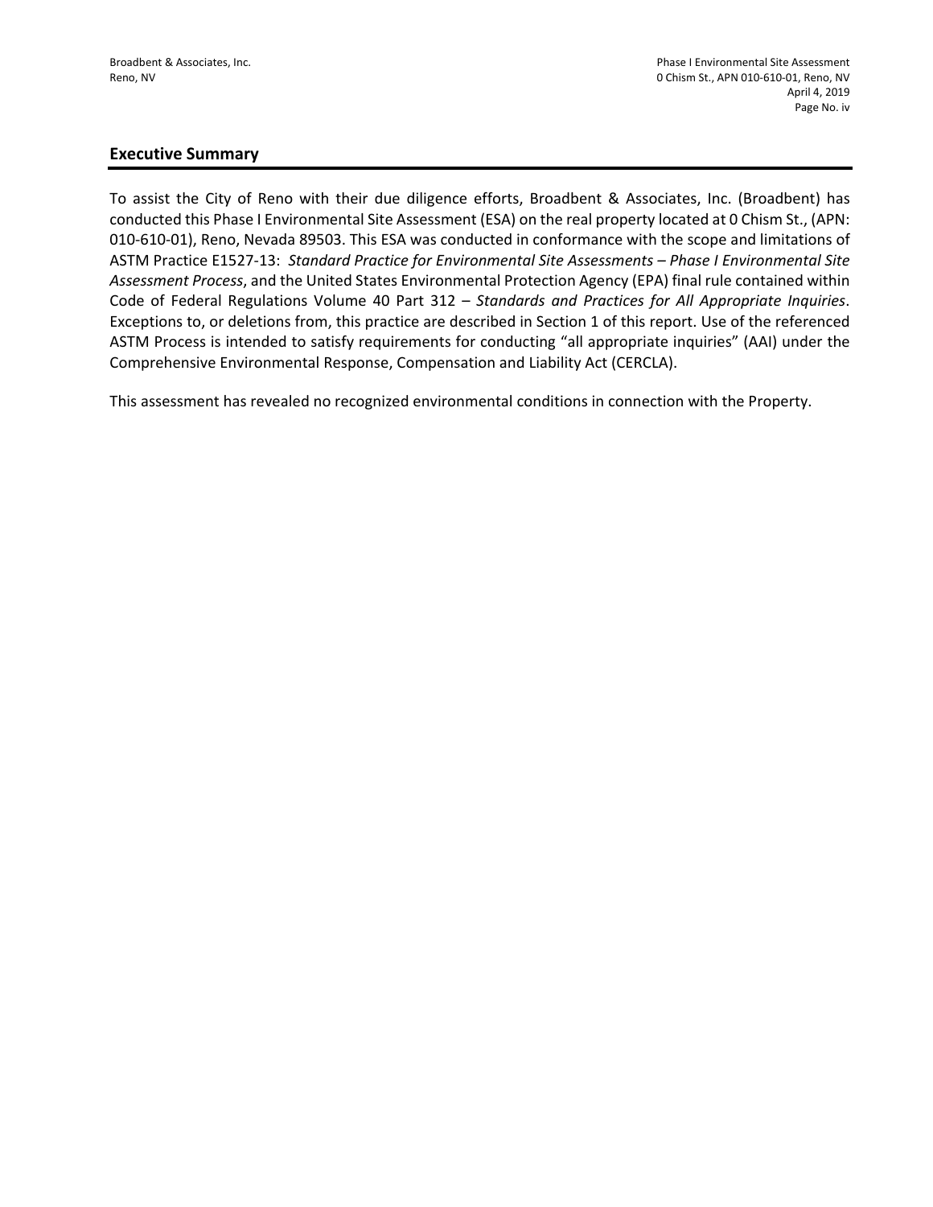## Executive Summary

To assist the City of Reno with their due diligence efforts, Broadbent & Associates, Inc. (Broadbent) has conducted this Phase I Environmental Site Assessment (ESA) on the real property located at 0 Chism St., (APN: 010-610-01), Reno, Nevada 89503. This ESA was conducted in conformance with the scope and limitations of ASTM Practice E1527-13: *Standard Practice for Environmental Site Assessments – Phase I Environmental Site Assessment Process*, and the United States Environmental Protection Agency (EPA) final rule contained within Code of Federal Regulations Volume 40 Part 312 – *Standards and Practices for All Appropriate Inquiries*. Exceptions to, or deletions from, this practice are described in Section 1 of this report. Use of the referenced ASTM Process is intended to satisfy requirements for conducting "all appropriate inquiries" (AAI) under the Comprehensive Environmental Response, Compensation and Liability Act (CERCLA).

This assessment has revealed no recognized environmental conditions in connection with the Property.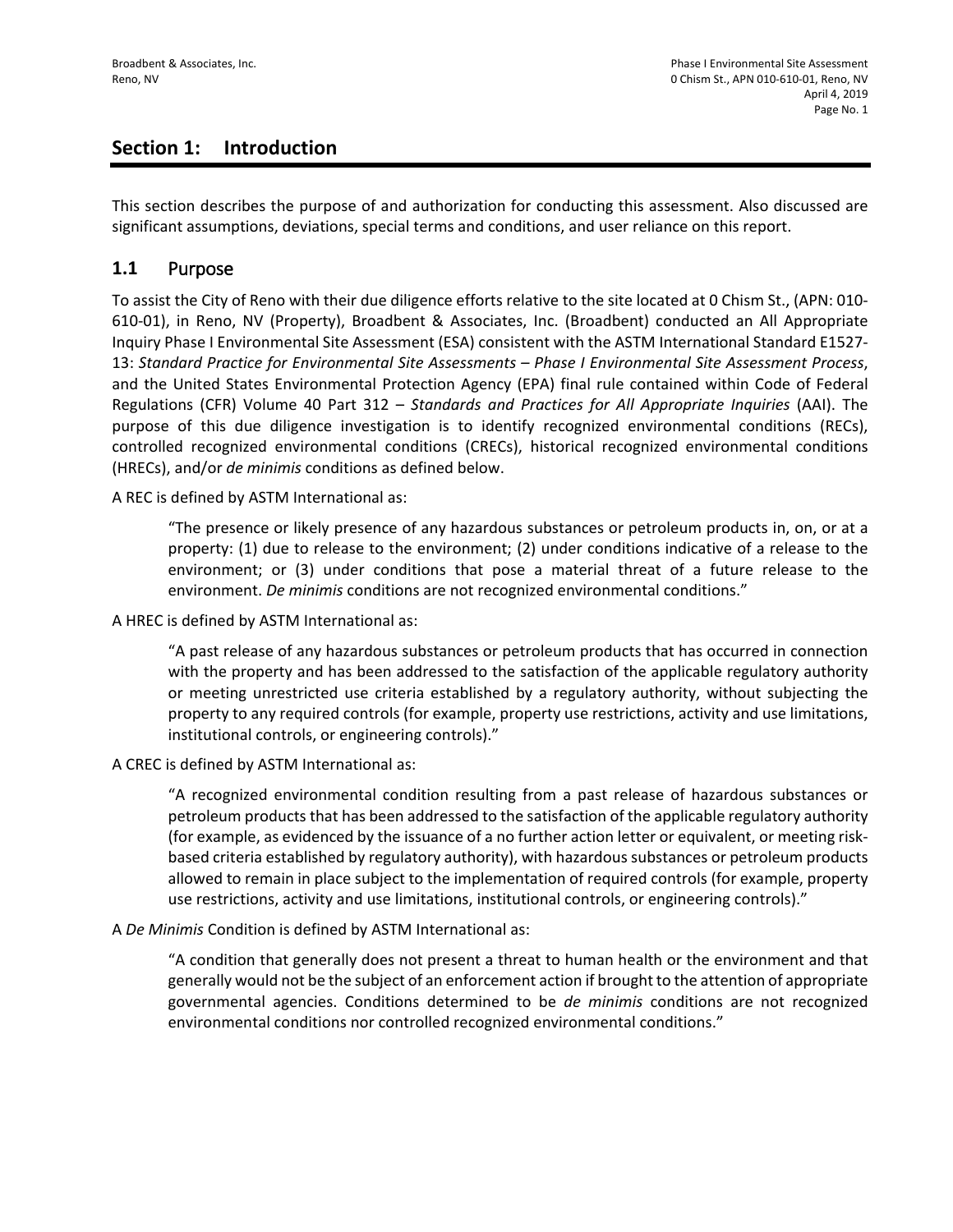## Section 1: Introduction

This section describes the purpose of and authorization for conducting this assessment. Also discussed are significant assumptions, deviations, special terms and conditions, and user reliance on this report.

### 1.1 Purpose

To assist the City of Reno with their due diligence efforts relative to the site located at 0 Chism St., (APN: 010-610-01), in Reno, NV (Property), Broadbent & Associates, Inc. (Broadbent) conducted an All Appropriate Inquiry Phase I Environmental Site Assessment (ESA) consistent with the ASTM International Standard E1527-13: *Standard Practice for Environmental Site Assessments – Phase I Environmental Site Assessment Process*, and the United States Environmental Protection Agency (EPA) final rule contained within Code of Federal Regulations (CFR) Volume 40 Part 312 – *Standards and Practices for All Appropriate Inquiries* (AAI). The purpose of this due diligence investigation is to identify recognized environmental conditions (RECs), controlled recognized environmental conditions (CRECs), historical recognized environmental conditions (HRECs), and/or *de minimis* conditions as defined below.

A REC is defined by ASTM International as:

> "The presence or likely presence of any hazardous substances or petroleum products in, on, or at a property: (1) due to release to the environment; (2) under conditions indicative of a release to the environment; or (3) under conditions that pose a material threat of a future release to the environment. *De minimis* conditions are not recognized environmental conditions."

A HREC is defined by ASTM International as:

> "A past release of any hazardous substances or petroleum products that has occurred in connection with the property and has been addressed to the satisfaction of the applicable regulatory authority or meeting unrestricted use criteria established by a regulatory authority, without subjecting the property to any required controls (for example, property use restrictions, activity and use limitations, institutional controls, or engineering controls)."

A CREC is defined by ASTM International as:

> "A recognized environmental condition resulting from a past release of hazardous substances or petroleum products that has been addressed to the satisfaction of the applicable regulatory authority (for example, as evidenced by the issuance of a no further action letter or equivalent, or meeting risk-based criteria established by regulatory authority), with hazardous substances or petroleum products allowed to remain in place subject to the implementation of required controls (for example, property use restrictions, activity and use limitations, institutional controls, or engineering controls)."

A *De Minimis* Condition is defined by ASTM International as:

> "A condition that generally does not present a threat to human health or the environment and that generally would not be the subject of an enforcement action if brought to the attention of appropriate governmental agencies. Conditions determined to be *de minimis* conditions are not recognized environmental conditions nor controlled recognized environmental conditions."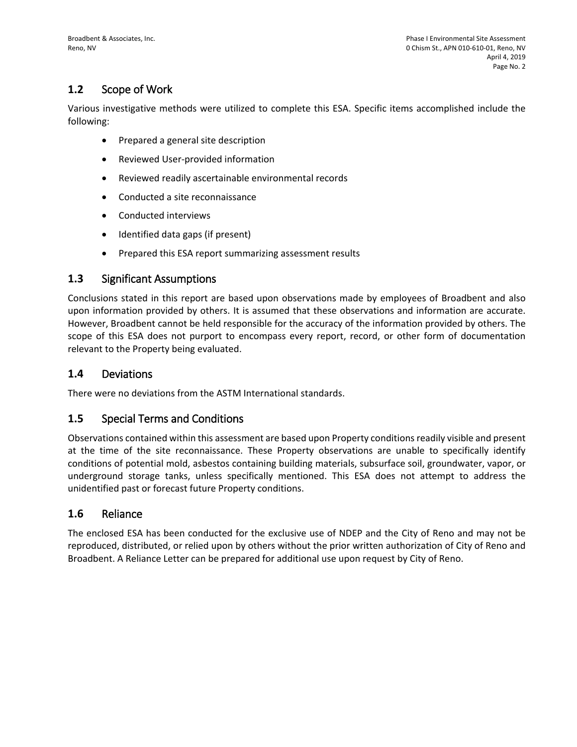## 1.2 Scope of Work

Various investigative methods were utilized to complete this ESA. Specific items accomplished include the following:

- Prepared a general site description
- Reviewed User-provided information
- Reviewed readily ascertainable environmental records
- Conducted a site reconnaissance
- Conducted interviews
- Identified data gaps (if present)
- Prepared this ESA report summarizing assessment results

## 1.3 Significant Assumptions

Conclusions stated in this report are based upon observations made by employees of Broadbent and also upon information provided by others. It is assumed that these observations and information are accurate. However, Broadbent cannot be held responsible for the accuracy of the information provided by others. The scope of this ESA does not purport to encompass every report, record, or other form of documentation relevant to the Property being evaluated.

## 1.4 Deviations

There were no deviations from the ASTM International standards.

## 1.5 Special Terms and Conditions

Observations contained within this assessment are based upon Property conditions readily visible and present at the time of the site reconnaissance. These Property observations are unable to specifically identify conditions of potential mold, asbestos containing building materials, subsurface soil, groundwater, vapor, or underground storage tanks, unless specifically mentioned. This ESA does not attempt to address the unidentified past or forecast future Property conditions.

## 1.6 Reliance

The enclosed ESA has been conducted for the exclusive use of NDEP and the City of Reno and may not be reproduced, distributed, or relied upon by others without the prior written authorization of City of Reno and Broadbent. A Reliance Letter can be prepared for additional use upon request by City of Reno.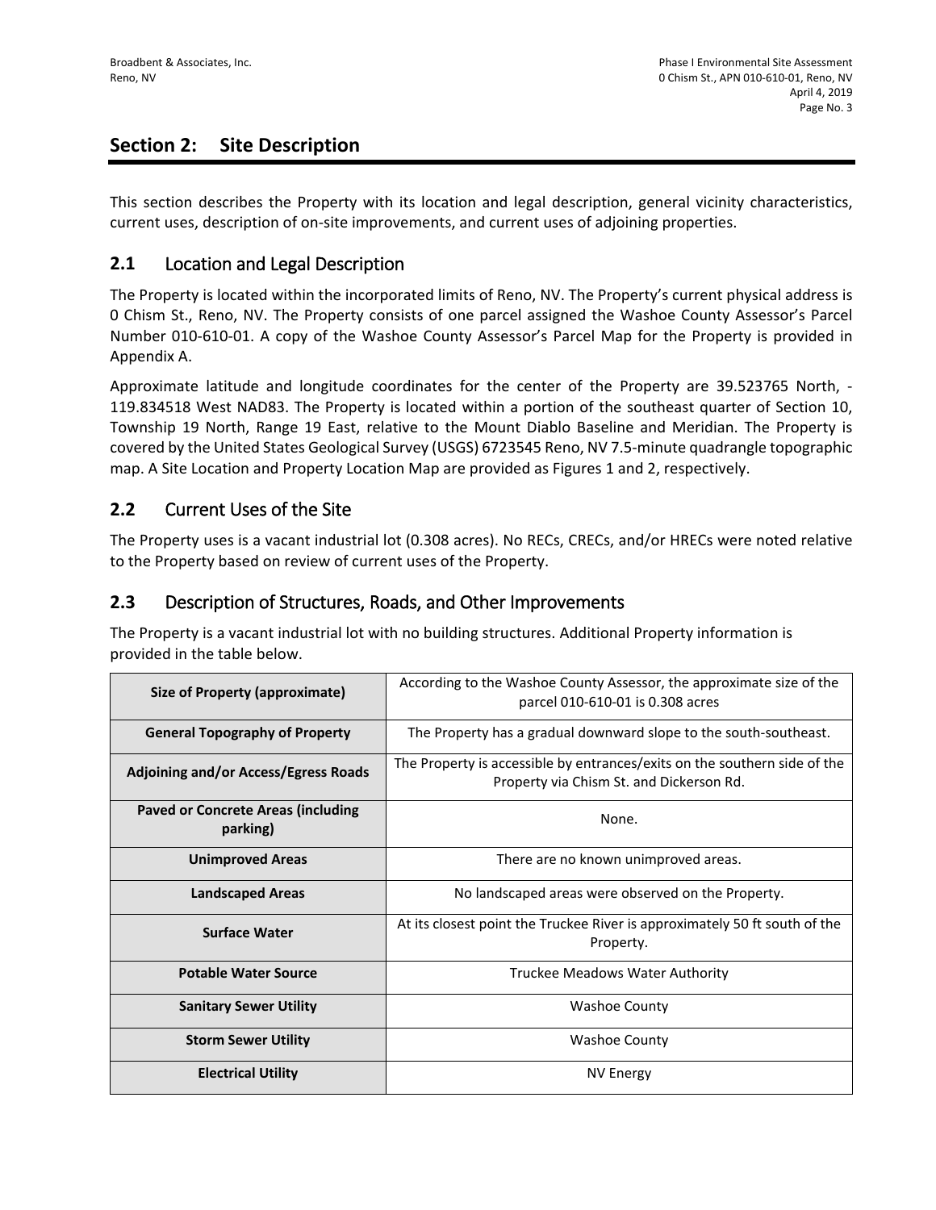## Section 2: Site Description

This section describes the Property with its location and legal description, general vicinity characteristics, current uses, description of on-site improvements, and current uses of adjoining properties.

### 2.1 Location and Legal Description

The Property is located within the incorporated limits of Reno, NV. The Property's current physical address is 0 Chism St., Reno, NV. The Property consists of one parcel assigned the Washoe County Assessor's Parcel Number 010-610-01. A copy of the Washoe County Assessor's Parcel Map for the Property is provided in Appendix A.

Approximate latitude and longitude coordinates for the center of the Property are 39.523765 North, -119.834518 West NAD83. The Property is located within a portion of the southeast quarter of Section 10, Township 19 North, Range 19 East, relative to the Mount Diablo Baseline and Meridian. The Property is covered by the United States Geological Survey (USGS) 6723545 Reno, NV 7.5-minute quadrangle topographic map. A Site Location and Property Location Map are provided as Figures 1 and 2, respectively.

### 2.2 Current Uses of the Site

The Property uses is a vacant industrial lot (0.308 acres). No RECs, CRECs, and/or HRECs were noted relative to the Property based on review of current uses of the Property.

### 2.3 Description of Structures, Roads, and Other Improvements

The Property is a vacant industrial lot with no building structures. Additional Property information is provided in the table below.

| | |
|---|---|
| **Size of Property (approximate)** | According to the Washoe County Assessor, the approximate size of the parcel 010-610-01 is 0.308 acres |
| **General Topography of Property** | The Property has a gradual downward slope to the south-southeast. |
| **Adjoining and/or Access/Egress Roads** | The Property is accessible by entrances/exits on the southern side of the Property via Chism St. and Dickerson Rd. |
| **Paved or Concrete Areas (including parking)** | None. |
| **Unimproved Areas** | There are no known unimproved areas. |
| **Landscaped Areas** | No landscaped areas were observed on the Property. |
| **Surface Water** | At its closest point the Truckee River is approximately 50 ft south of the Property. |
| **Potable Water Source** | Truckee Meadows Water Authority |
| **Sanitary Sewer Utility** | Washoe County |
| **Storm Sewer Utility** | Washoe County |
| **Electrical Utility** | NV Energy |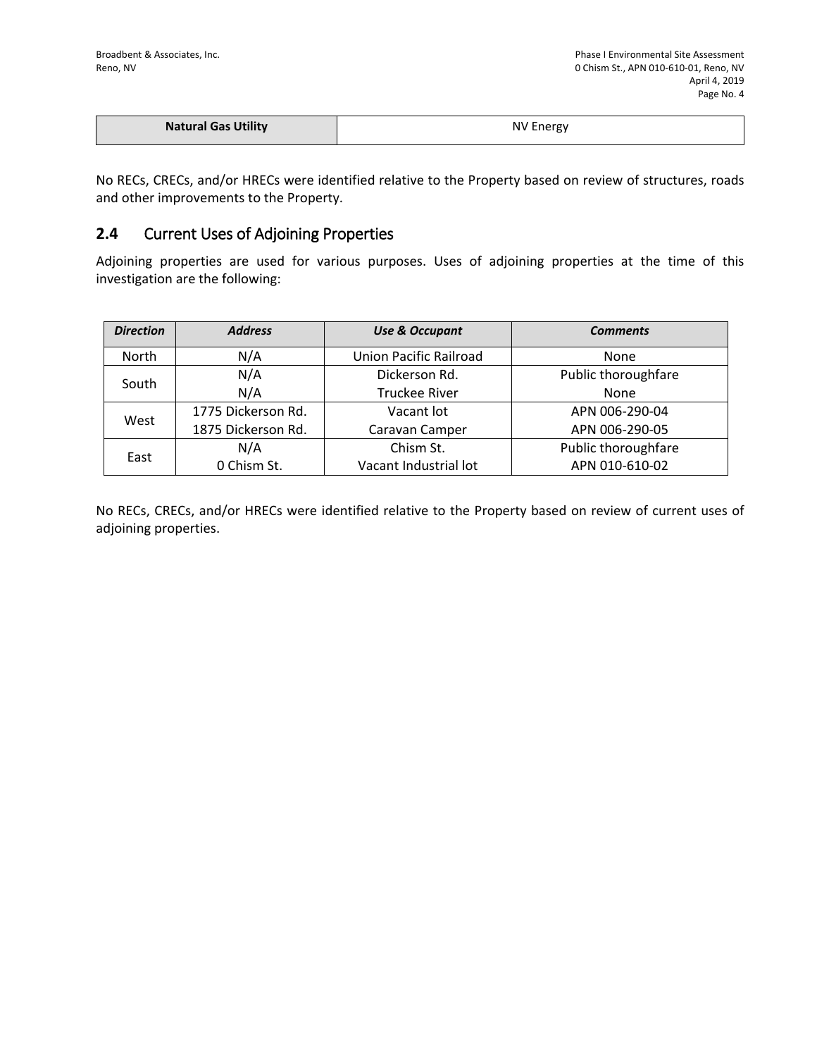| Natural Gas Utility | NV Energy |
| --- | --- |

No RECs, CRECs, and/or HRECs were identified relative to the Property based on review of structures, roads and other improvements to the Property.

## 2.4 Current Uses of Adjoining Properties

Adjoining properties are used for various purposes. Uses of adjoining properties at the time of this investigation are the following:

| ***Direction*** | ***Address*** | ***Use & Occupant*** | ***Comments*** |
| --- | --- | --- | --- |
| North | N/A | Union Pacific Railroad | None |
| South | N/A<br>N/A | Dickerson Rd.<br>Truckee River | Public thoroughfare<br>None |
| West | 1775 Dickerson Rd.<br>1875 Dickerson Rd. | Vacant lot<br>Caravan Camper | APN 006-290-04<br>APN 006-290-05 |
| East | N/A<br>0 Chism St. | Chism St.<br>Vacant Industrial lot | Public thoroughfare<br>APN 010-610-02 |

No RECs, CRECs, and/or HRECs were identified relative to the Property based on review of current uses of adjoining properties.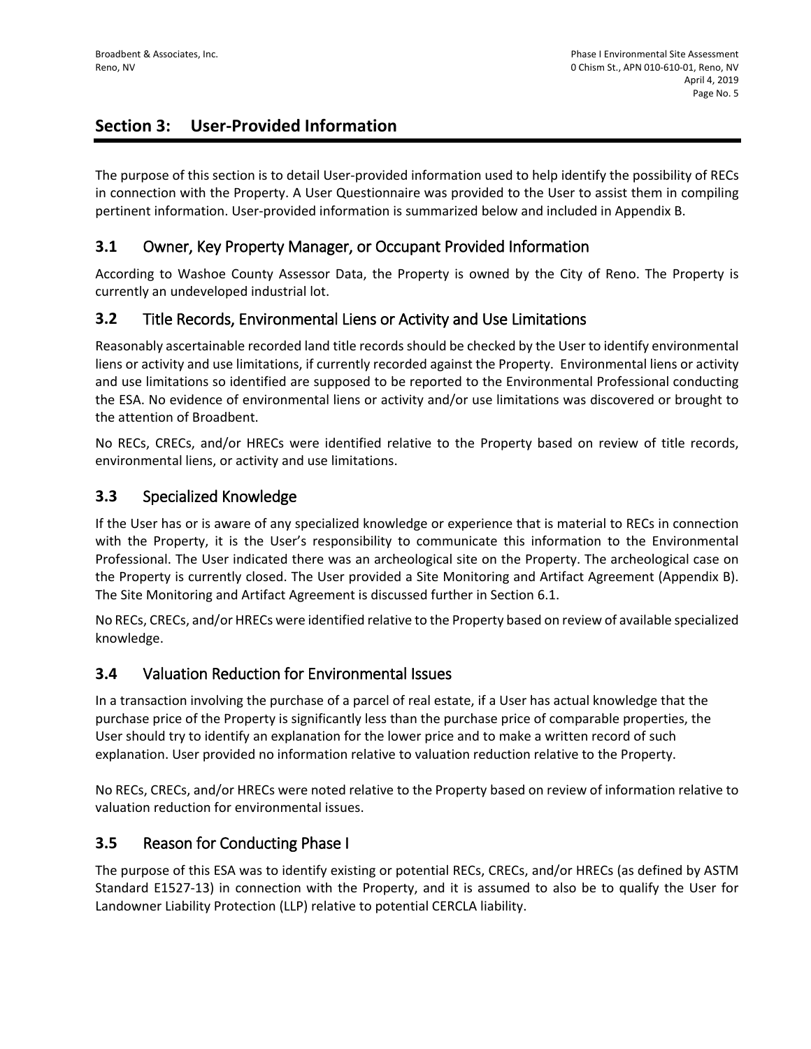## Section 3: User-Provided Information

The purpose of this section is to detail User-provided information used to help identify the possibility of RECs in connection with the Property. A User Questionnaire was provided to the User to assist them in compiling pertinent information. User-provided information is summarized below and included in Appendix B.

### 3.1 Owner, Key Property Manager, or Occupant Provided Information

According to Washoe County Assessor Data, the Property is owned by the City of Reno. The Property is currently an undeveloped industrial lot.

### 3.2 Title Records, Environmental Liens or Activity and Use Limitations

Reasonably ascertainable recorded land title records should be checked by the User to identify environmental liens or activity and use limitations, if currently recorded against the Property. Environmental liens or activity and use limitations so identified are supposed to be reported to the Environmental Professional conducting the ESA. No evidence of environmental liens or activity and/or use limitations was discovered or brought to the attention of Broadbent.

No RECs, CRECs, and/or HRECs were identified relative to the Property based on review of title records, environmental liens, or activity and use limitations.

### 3.3 Specialized Knowledge

If the User has or is aware of any specialized knowledge or experience that is material to RECs in connection with the Property, it is the User's responsibility to communicate this information to the Environmental Professional. The User indicated there was an archeological site on the Property. The archeological case on the Property is currently closed. The User provided a Site Monitoring and Artifact Agreement (Appendix B). The Site Monitoring and Artifact Agreement is discussed further in Section 6.1.

No RECs, CRECs, and/or HRECs were identified relative to the Property based on review of available specialized knowledge.

### 3.4 Valuation Reduction for Environmental Issues

In a transaction involving the purchase of a parcel of real estate, if a User has actual knowledge that the purchase price of the Property is significantly less than the purchase price of comparable properties, the User should try to identify an explanation for the lower price and to make a written record of such explanation. User provided no information relative to valuation reduction relative to the Property.

No RECs, CRECs, and/or HRECs were noted relative to the Property based on review of information relative to valuation reduction for environmental issues.

### 3.5 Reason for Conducting Phase I

The purpose of this ESA was to identify existing or potential RECs, CRECs, and/or HRECs (as defined by ASTM Standard E1527-13) in connection with the Property, and it is assumed to also be to qualify the User for Landowner Liability Protection (LLP) relative to potential CERCLA liability.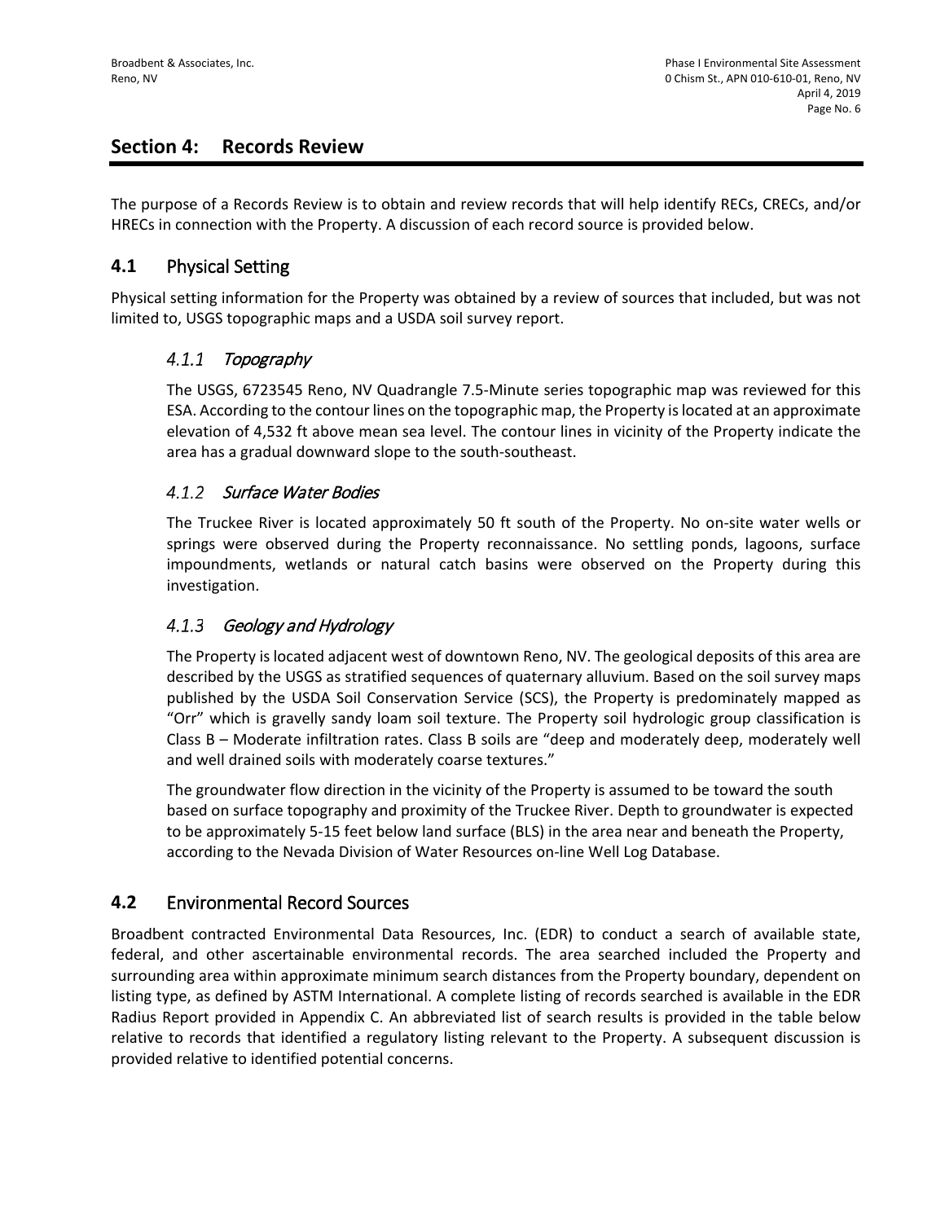## Section 4: Records Review

The purpose of a Records Review is to obtain and review records that will help identify RECs, CRECs, and/or HRECs in connection with the Property. A discussion of each record source is provided below.

### 4.1 Physical Setting

Physical setting information for the Property was obtained by a review of sources that included, but was not limited to, USGS topographic maps and a USDA soil survey report.

#### *4.1.1 Topography*

The USGS, 6723545 Reno, NV Quadrangle 7.5-Minute series topographic map was reviewed for this ESA. According to the contour lines on the topographic map, the Property is located at an approximate elevation of 4,532 ft above mean sea level. The contour lines in vicinity of the Property indicate the area has a gradual downward slope to the south-southeast.

#### *4.1.2 Surface Water Bodies*

The Truckee River is located approximately 50 ft south of the Property. No on-site water wells or springs were observed during the Property reconnaissance. No settling ponds, lagoons, surface impoundments, wetlands or natural catch basins were observed on the Property during this investigation.

#### *4.1.3 Geology and Hydrology*

The Property is located adjacent west of downtown Reno, NV. The geological deposits of this area are described by the USGS as stratified sequences of quaternary alluvium. Based on the soil survey maps published by the USDA Soil Conservation Service (SCS), the Property is predominately mapped as "Orr" which is gravelly sandy loam soil texture. The Property soil hydrologic group classification is Class B – Moderate infiltration rates. Class B soils are "deep and moderately deep, moderately well and well drained soils with moderately coarse textures."

The groundwater flow direction in the vicinity of the Property is assumed to be toward the south based on surface topography and proximity of the Truckee River. Depth to groundwater is expected to be approximately 5-15 feet below land surface (BLS) in the area near and beneath the Property, according to the Nevada Division of Water Resources on-line Well Log Database.

### 4.2 Environmental Record Sources

Broadbent contracted Environmental Data Resources, Inc. (EDR) to conduct a search of available state, federal, and other ascertainable environmental records. The area searched included the Property and surrounding area within approximate minimum search distances from the Property boundary, dependent on listing type, as defined by ASTM International. A complete listing of records searched is available in the EDR Radius Report provided in Appendix C. An abbreviated list of search results is provided in the table below relative to records that identified a regulatory listing relevant to the Property. A subsequent discussion is provided relative to identified potential concerns.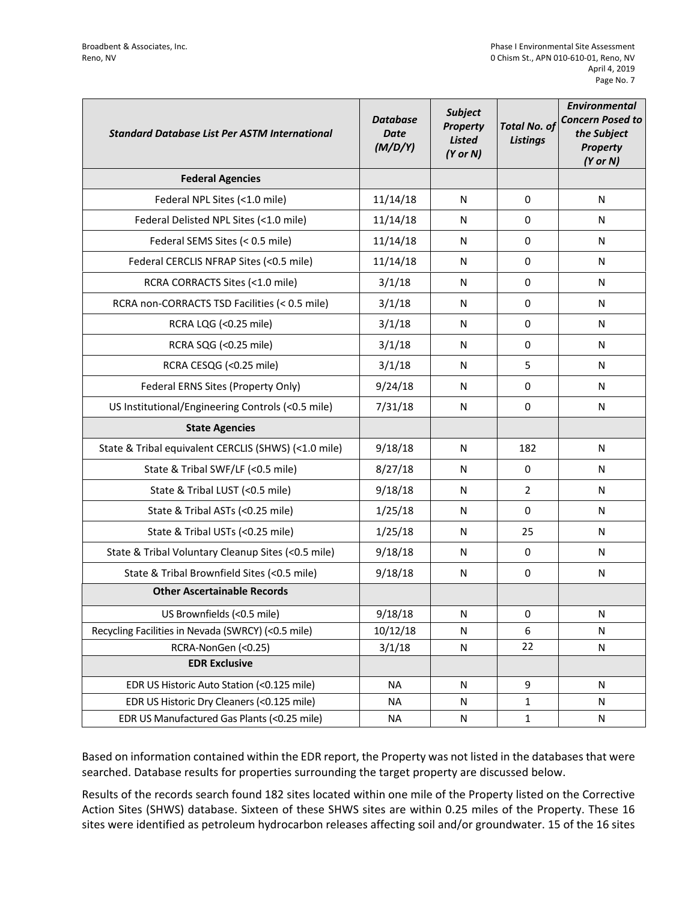| *Standard Database List Per ASTM International* | *Database Date (M/D/Y)* | *Subject Property Listed (Y or N)* | *Total No. of Listings* | *Environmental Concern Posed to the Subject Property (Y or N)* |
|---|---|---|---|---|
| **Federal Agencies** | | | | |
| Federal NPL Sites (<1.0 mile) | 11/14/18 | N | 0 | N |
| Federal Delisted NPL Sites (<1.0 mile) | 11/14/18 | N | 0 | N |
| Federal SEMS Sites (< 0.5 mile) | 11/14/18 | N | 0 | N |
| Federal CERCLIS NFRAP Sites (<0.5 mile) | 11/14/18 | N | 0 | N |
| RCRA CORRACTS Sites (<1.0 mile) | 3/1/18 | N | 0 | N |
| RCRA non-CORRACTS TSD Facilities (< 0.5 mile) | 3/1/18 | N | 0 | N |
| RCRA LQG (<0.25 mile) | 3/1/18 | N | 0 | N |
| RCRA SQG (<0.25 mile) | 3/1/18 | N | 0 | N |
| RCRA CESQG (<0.25 mile) | 3/1/18 | N | 5 | N |
| Federal ERNS Sites (Property Only) | 9/24/18 | N | 0 | N |
| US Institutional/Engineering Controls (<0.5 mile) | 7/31/18 | N | 0 | N |
| **State Agencies** | | | | |
| State & Tribal equivalent CERCLIS (SHWS) (<1.0 mile) | 9/18/18 | N | 182 | N |
| State & Tribal SWF/LF (<0.5 mile) | 8/27/18 | N | 0 | N |
| State & Tribal LUST (<0.5 mile) | 9/18/18 | N | 2 | N |
| State & Tribal ASTs (<0.25 mile) | 1/25/18 | N | 0 | N |
| State & Tribal USTs (<0.25 mile) | 1/25/18 | N | 25 | N |
| State & Tribal Voluntary Cleanup Sites (<0.5 mile) | 9/18/18 | N | 0 | N |
| State & Tribal Brownfield Sites (<0.5 mile) | 9/18/18 | N | 0 | N |
| **Other Ascertainable Records** | | | | |
| US Brownfields (<0.5 mile) | 9/18/18 | N | 0 | N |
| Recycling Facilities in Nevada (SWRCY) (<0.5 mile) | 10/12/18 | N | 6 | N |
| RCRA-NonGen (<0.25) | 3/1/18 | N | 22 | N |
| **EDR Exclusive** | | | | |
| EDR US Historic Auto Station (<0.125 mile) | NA | N | 9 | N |
| EDR US Historic Dry Cleaners (<0.125 mile) | NA | N | 1 | N |
| EDR US Manufactured Gas Plants (<0.25 mile) | NA | N | 1 | N |

Based on information contained within the EDR report, the Property was not listed in the databases that were searched. Database results for properties surrounding the target property are discussed below.

Results of the records search found 182 sites located within one mile of the Property listed on the Corrective Action Sites (SHWS) database. Sixteen of these SHWS sites are within 0.25 miles of the Property. These 16 sites were identified as petroleum hydrocarbon releases affecting soil and/or groundwater. 15 of the 16 sites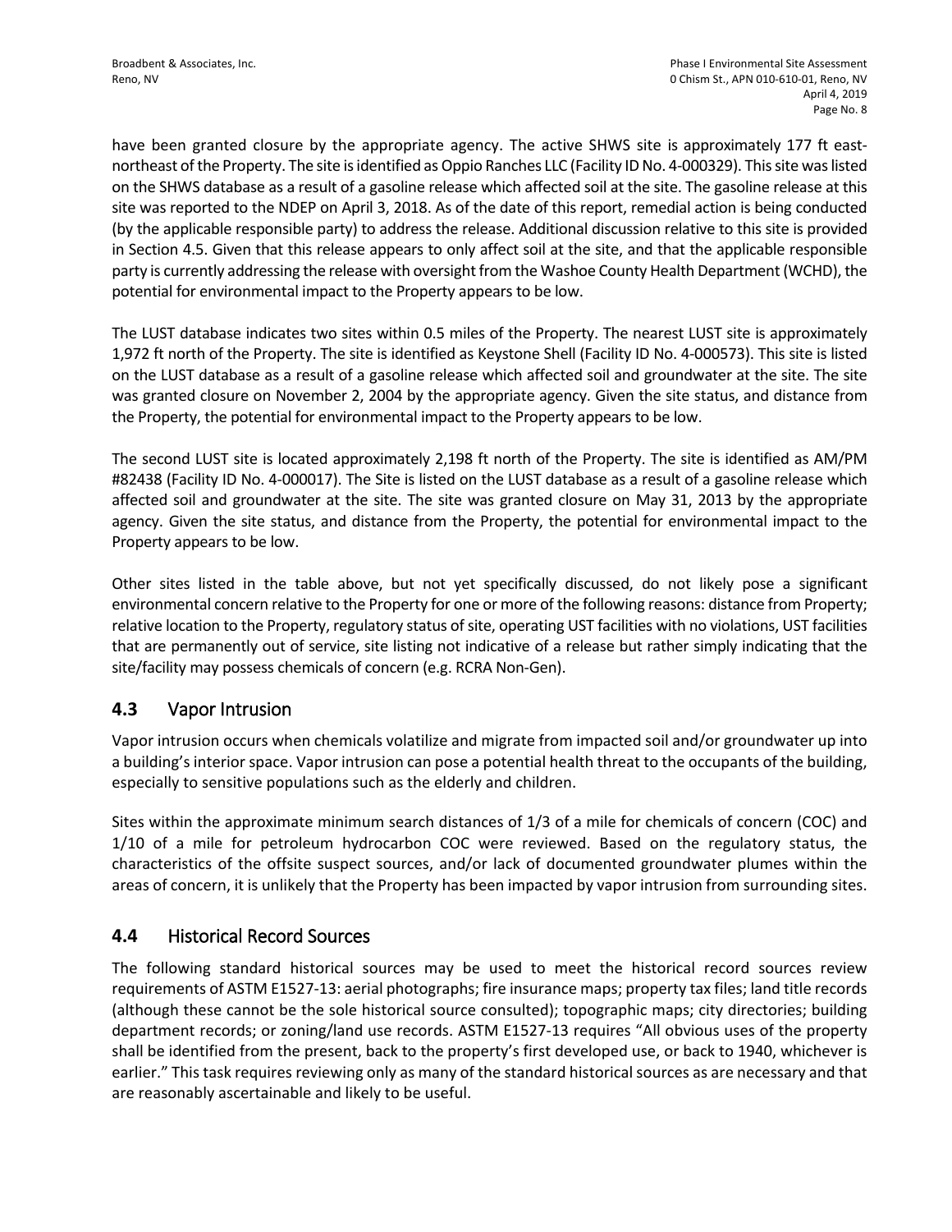have been granted closure by the appropriate agency. The active SHWS site is approximately 177 ft east-northeast of the Property. The site is identified as Oppio Ranches LLC (Facility ID No. 4-000329). This site was listed on the SHWS database as a result of a gasoline release which affected soil at the site. The gasoline release at this site was reported to the NDEP on April 3, 2018. As of the date of this report, remedial action is being conducted (by the applicable responsible party) to address the release. Additional discussion relative to this site is provided in Section 4.5. Given that this release appears to only affect soil at the site, and that the applicable responsible party is currently addressing the release with oversight from the Washoe County Health Department (WCHD), the potential for environmental impact to the Property appears to be low.

The LUST database indicates two sites within 0.5 miles of the Property. The nearest LUST site is approximately 1,972 ft north of the Property. The site is identified as Keystone Shell (Facility ID No. 4-000573). This site is listed on the LUST database as a result of a gasoline release which affected soil and groundwater at the site. The site was granted closure on November 2, 2004 by the appropriate agency. Given the site status, and distance from the Property, the potential for environmental impact to the Property appears to be low.

The second LUST site is located approximately 2,198 ft north of the Property. The site is identified as AM/PM #82438 (Facility ID No. 4-000017). The Site is listed on the LUST database as a result of a gasoline release which affected soil and groundwater at the site. The site was granted closure on May 31, 2013 by the appropriate agency. Given the site status, and distance from the Property, the potential for environmental impact to the Property appears to be low.

Other sites listed in the table above, but not yet specifically discussed, do not likely pose a significant environmental concern relative to the Property for one or more of the following reasons: distance from Property; relative location to the Property, regulatory status of site, operating UST facilities with no violations, UST facilities that are permanently out of service, site listing not indicative of a release but rather simply indicating that the site/facility may possess chemicals of concern (e.g. RCRA Non-Gen).

## 4.3 Vapor Intrusion

Vapor intrusion occurs when chemicals volatilize and migrate from impacted soil and/or groundwater up into a building's interior space. Vapor intrusion can pose a potential health threat to the occupants of the building, especially to sensitive populations such as the elderly and children.

Sites within the approximate minimum search distances of 1/3 of a mile for chemicals of concern (COC) and 1/10 of a mile for petroleum hydrocarbon COC were reviewed. Based on the regulatory status, the characteristics of the offsite suspect sources, and/or lack of documented groundwater plumes within the areas of concern, it is unlikely that the Property has been impacted by vapor intrusion from surrounding sites.

## 4.4 Historical Record Sources

The following standard historical sources may be used to meet the historical record sources review requirements of ASTM E1527-13: aerial photographs; fire insurance maps; property tax files; land title records (although these cannot be the sole historical source consulted); topographic maps; city directories; building department records; or zoning/land use records. ASTM E1527-13 requires "All obvious uses of the property shall be identified from the present, back to the property's first developed use, or back to 1940, whichever is earlier." This task requires reviewing only as many of the standard historical sources as are necessary and that are reasonably ascertainable and likely to be useful.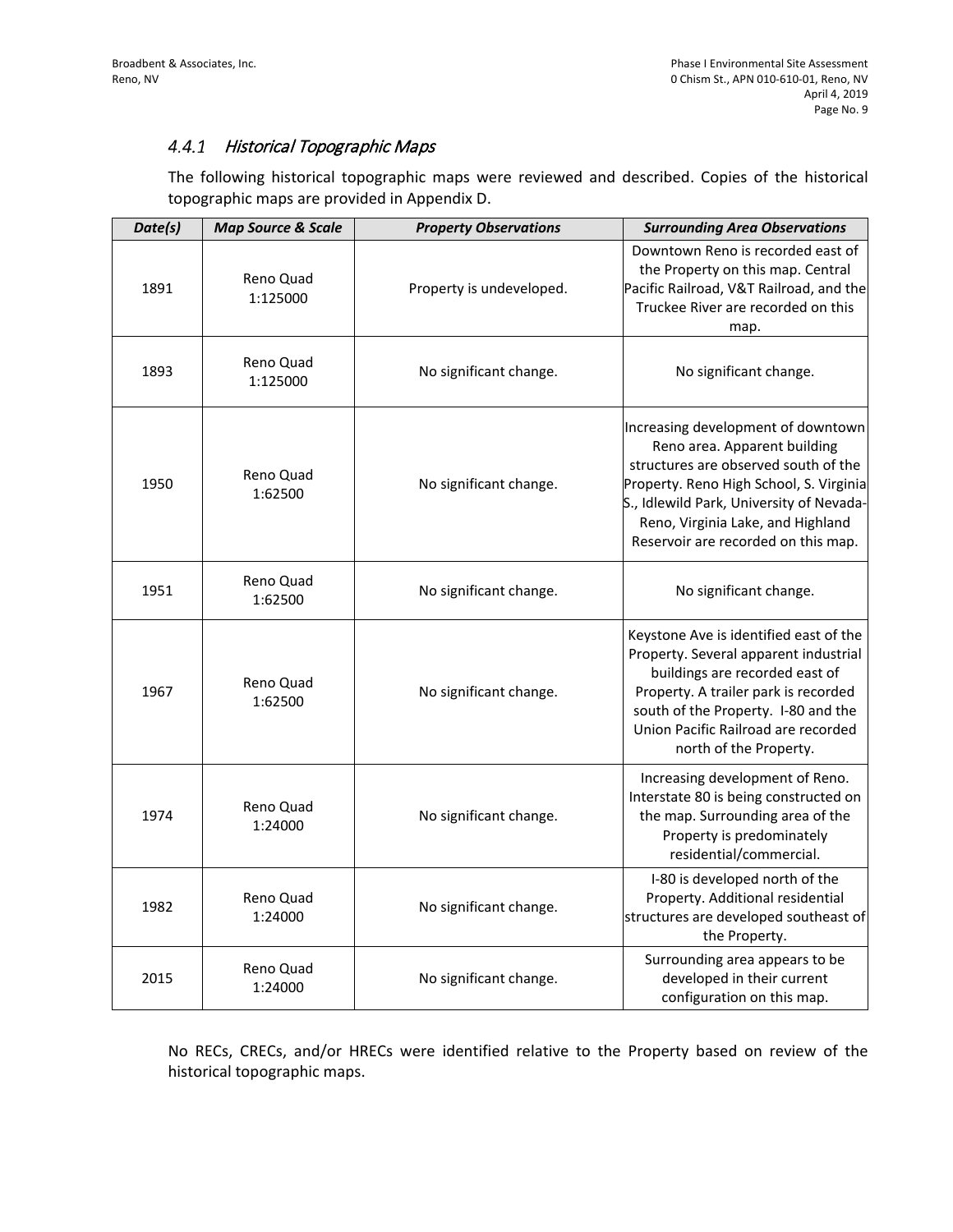### *4.4.1 Historical Topographic Maps*

The following historical topographic maps were reviewed and described. Copies of the historical topographic maps are provided in Appendix D.

| *Date(s)* | *Map Source & Scale* | *Property Observations* | *Surrounding Area Observations* |
|---|---|---|---|
| 1891 | Reno Quad 1:125000 | Property is undeveloped. | Downtown Reno is recorded east of the Property on this map. Central Pacific Railroad, V&T Railroad, and the Truckee River are recorded on this map. |
| 1893 | Reno Quad 1:125000 | No significant change. | No significant change. |
| 1950 | Reno Quad 1:62500 | No significant change. | Increasing development of downtown Reno area. Apparent building structures are observed south of the Property. Reno High School, S. Virginia S., Idlewild Park, University of Nevada-Reno, Virginia Lake, and Highland Reservoir are recorded on this map. |
| 1951 | Reno Quad 1:62500 | No significant change. | No significant change. |
| 1967 | Reno Quad 1:62500 | No significant change. | Keystone Ave is identified east of the Property. Several apparent industrial buildings are recorded east of Property. A trailer park is recorded south of the Property. I-80 and the Union Pacific Railroad are recorded north of the Property. |
| 1974 | Reno Quad 1:24000 | No significant change. | Increasing development of Reno. Interstate 80 is being constructed on the map. Surrounding area of the Property is predominately residential/commercial. |
| 1982 | Reno Quad 1:24000 | No significant change. | I-80 is developed north of the Property. Additional residential structures are developed southeast of the Property. |
| 2015 | Reno Quad 1:24000 | No significant change. | Surrounding area appears to be developed in their current configuration on this map. |

No RECs, CRECs, and/or HRECs were identified relative to the Property based on review of the historical topographic maps.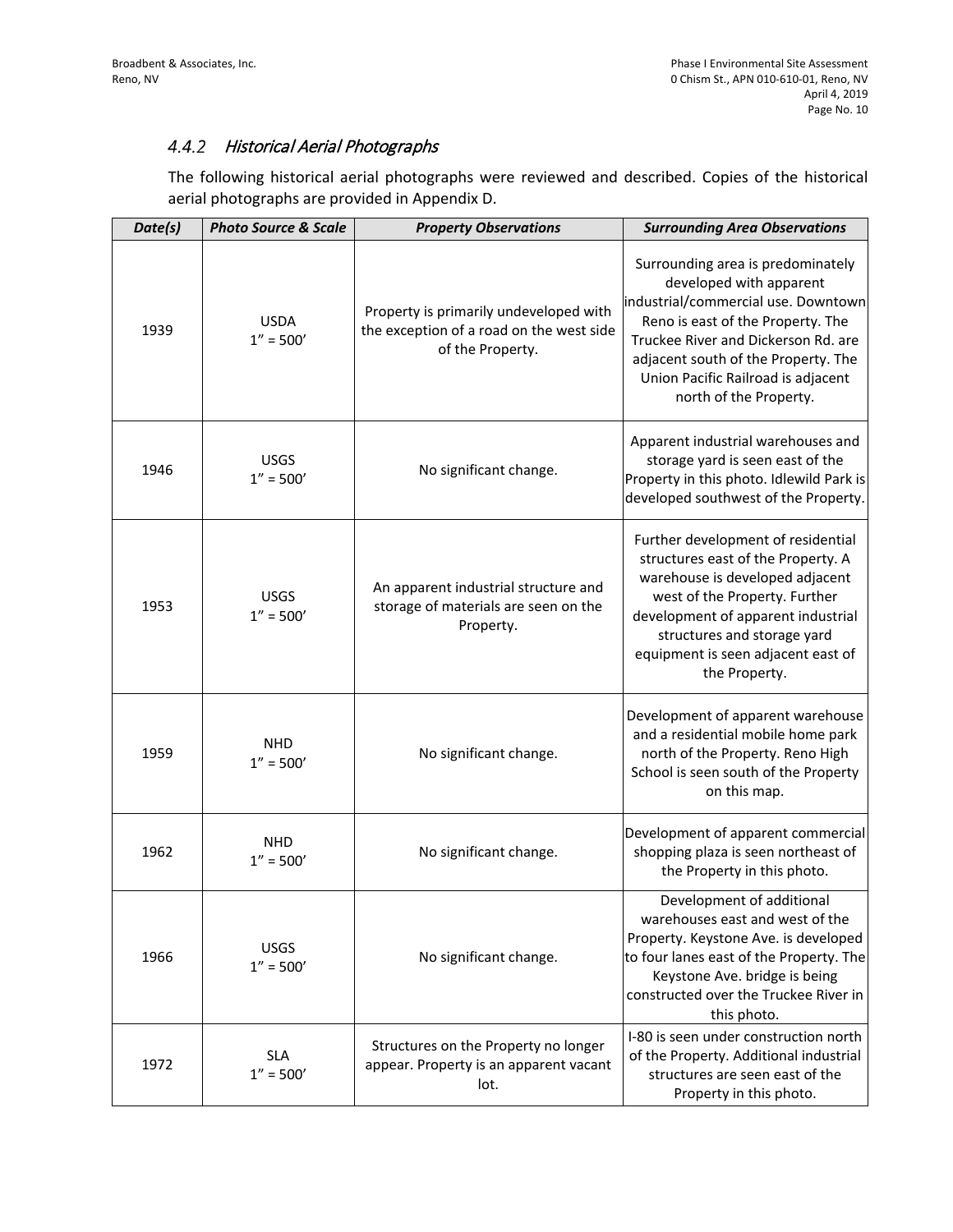### *4.4.2 Historical Aerial Photographs*

The following historical aerial photographs were reviewed and described. Copies of the historical aerial photographs are provided in Appendix D.

| ***Date(s)*** | ***Photo Source & Scale*** | ***Property Observations*** | ***Surrounding Area Observations*** |
|---|---|---|---|
| 1939 | USDA 1" = 500' | Property is primarily undeveloped with the exception of a road on the west side of the Property. | Surrounding area is predominately developed with apparent industrial/commercial use. Downtown Reno is east of the Property. The Truckee River and Dickerson Rd. are adjacent south of the Property. The Union Pacific Railroad is adjacent north of the Property. |
| 1946 | USGS 1" = 500' | No significant change. | Apparent industrial warehouses and storage yard is seen east of the Property in this photo. Idlewild Park is developed southwest of the Property. |
| 1953 | USGS 1" = 500' | An apparent industrial structure and storage of materials are seen on the Property. | Further development of residential structures east of the Property. A warehouse is developed adjacent west of the Property. Further development of apparent industrial structures and storage yard equipment is seen adjacent east of the Property. |
| 1959 | NHD 1" = 500' | No significant change. | Development of apparent warehouse and a residential mobile home park north of the Property. Reno High School is seen south of the Property on this map. |
| 1962 | NHD 1" = 500' | No significant change. | Development of apparent commercial shopping plaza is seen northeast of the Property in this photo. |
| 1966 | USGS 1" = 500' | No significant change. | Development of additional warehouses east and west of the Property. Keystone Ave. is developed to four lanes east of the Property. The Keystone Ave. bridge is being constructed over the Truckee River in this photo. |
| 1972 | SLA 1" = 500' | Structures on the Property no longer appear. Property is an apparent vacant lot. | I-80 is seen under construction north of the Property. Additional industrial structures are seen east of the Property in this photo. |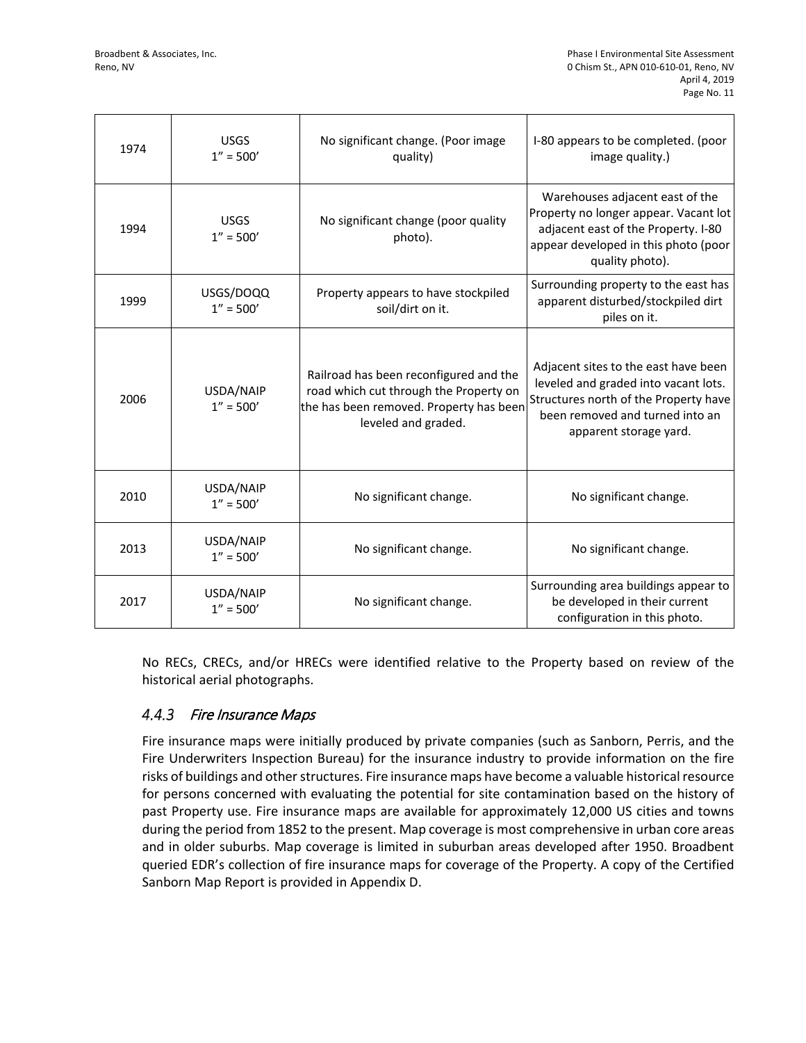| 1974 | USGS<br>1" = 500' | No significant change. (Poor image quality) | I-80 appears to be completed. (poor image quality.) |
|---|---|---|---|
| 1994 | USGS<br>1" = 500' | No significant change (poor quality photo). | Warehouses adjacent east of the Property no longer appear. Vacant lot adjacent east of the Property. I-80 appear developed in this photo (poor quality photo). |
| 1999 | USGS/DOQQ<br>1" = 500' | Property appears to have stockpiled soil/dirt on it. | Surrounding property to the east has apparent disturbed/stockpiled dirt piles on it. |
| 2006 | USDA/NAIP<br>1" = 500' | Railroad has been reconfigured and the road which cut through the Property on the has been removed. Property has been leveled and graded. | Adjacent sites to the east have been leveled and graded into vacant lots. Structures north of the Property have been removed and turned into an apparent storage yard. |
| 2010 | USDA/NAIP<br>1" = 500' | No significant change. | No significant change. |
| 2013 | USDA/NAIP<br>1" = 500' | No significant change. | No significant change. |
| 2017 | USDA/NAIP<br>1" = 500' | No significant change. | Surrounding area buildings appear to be developed in their current configuration in this photo. |

No RECs, CRECs, and/or HRECs were identified relative to the Property based on review of the historical aerial photographs.

### 4.4.3 *Fire Insurance Maps*

Fire insurance maps were initially produced by private companies (such as Sanborn, Perris, and the Fire Underwriters Inspection Bureau) for the insurance industry to provide information on the fire risks of buildings and other structures. Fire insurance maps have become a valuable historical resource for persons concerned with evaluating the potential for site contamination based on the history of past Property use. Fire insurance maps are available for approximately 12,000 US cities and towns during the period from 1852 to the present. Map coverage is most comprehensive in urban core areas and in older suburbs. Map coverage is limited in suburban areas developed after 1950. Broadbent queried EDR's collection of fire insurance maps for coverage of the Property. A copy of the Certified Sanborn Map Report is provided in Appendix D.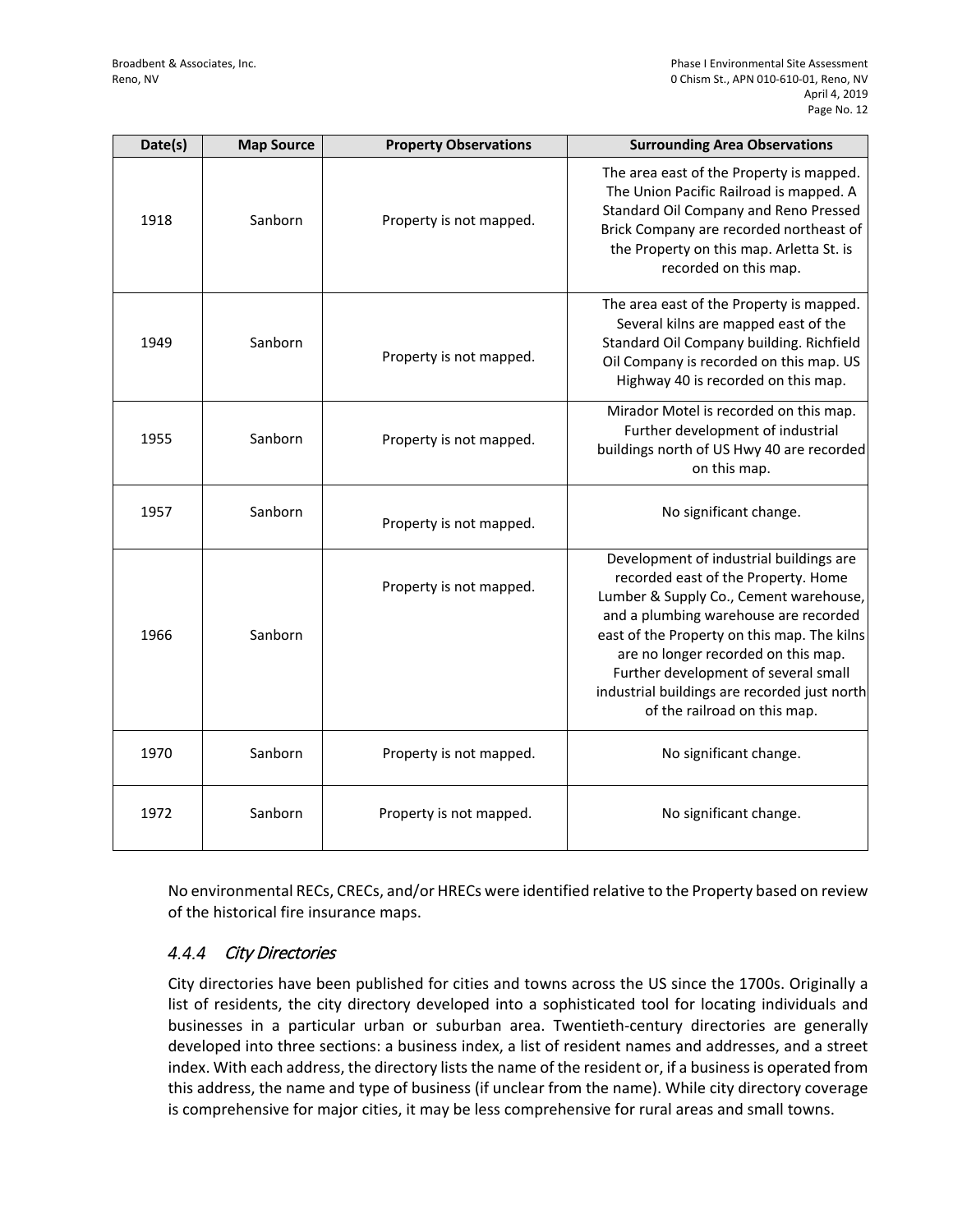| Date(s) | Map Source | Property Observations | Surrounding Area Observations |
|---|---|---|---|
| 1918 | Sanborn | Property is not mapped. | The area east of the Property is mapped. The Union Pacific Railroad is mapped. A Standard Oil Company and Reno Pressed Brick Company are recorded northeast of the Property on this map. Arletta St. is recorded on this map. |
| 1949 | Sanborn | Property is not mapped. | The area east of the Property is mapped. Several kilns are mapped east of the Standard Oil Company building. Richfield Oil Company is recorded on this map. US Highway 40 is recorded on this map. |
| 1955 | Sanborn | Property is not mapped. | Mirador Motel is recorded on this map. Further development of industrial buildings north of US Hwy 40 are recorded on this map. |
| 1957 | Sanborn | Property is not mapped. | No significant change. |
| 1966 | Sanborn | Property is not mapped. | Development of industrial buildings are recorded east of the Property. Home Lumber & Supply Co., Cement warehouse, and a plumbing warehouse are recorded east of the Property on this map. The kilns are no longer recorded on this map. Further development of several small industrial buildings are recorded just north of the railroad on this map. |
| 1970 | Sanborn | Property is not mapped. | No significant change. |
| 1972 | Sanborn | Property is not mapped. | No significant change. |

No environmental RECs, CRECs, and/or HRECs were identified relative to the Property based on review of the historical fire insurance maps.

### *4.4.4 City Directories*

City directories have been published for cities and towns across the US since the 1700s. Originally a list of residents, the city directory developed into a sophisticated tool for locating individuals and businesses in a particular urban or suburban area. Twentieth-century directories are generally developed into three sections: a business index, a list of resident names and addresses, and a street index. With each address, the directory lists the name of the resident or, if a business is operated from this address, the name and type of business (if unclear from the name). While city directory coverage is comprehensive for major cities, it may be less comprehensive for rural areas and small towns.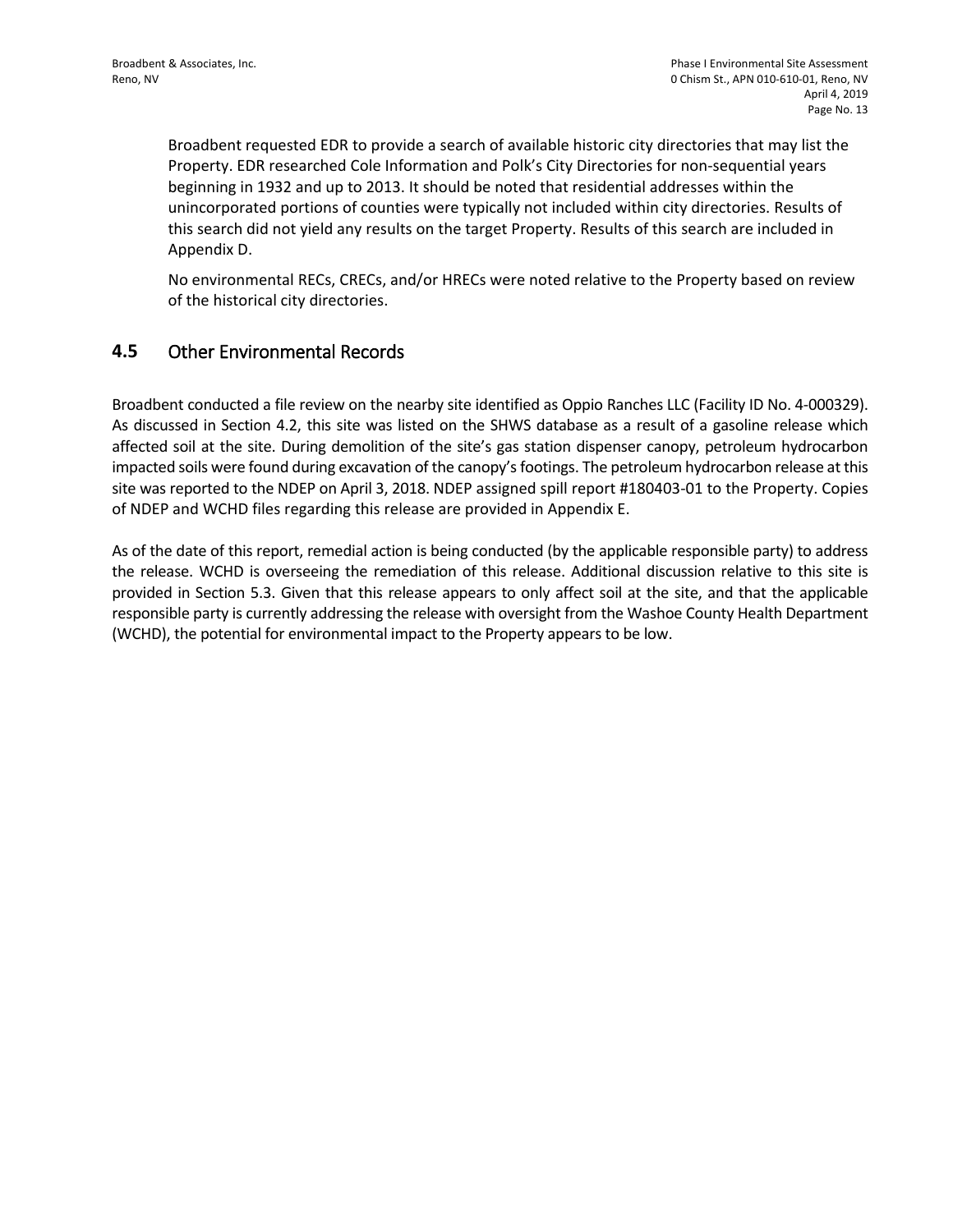Broadbent requested EDR to provide a search of available historic city directories that may list the Property. EDR researched Cole Information and Polk's City Directories for non-sequential years beginning in 1932 and up to 2013. It should be noted that residential addresses within the unincorporated portions of counties were typically not included within city directories. Results of this search did not yield any results on the target Property. Results of this search are included in Appendix D.

No environmental RECs, CRECs, and/or HRECs were noted relative to the Property based on review of the historical city directories.

## 4.5 Other Environmental Records

Broadbent conducted a file review on the nearby site identified as Oppio Ranches LLC (Facility ID No. 4-000329). As discussed in Section 4.2, this site was listed on the SHWS database as a result of a gasoline release which affected soil at the site. During demolition of the site's gas station dispenser canopy, petroleum hydrocarbon impacted soils were found during excavation of the canopy's footings. The petroleum hydrocarbon release at this site was reported to the NDEP on April 3, 2018. NDEP assigned spill report #180403-01 to the Property. Copies of NDEP and WCHD files regarding this release are provided in Appendix E.

As of the date of this report, remedial action is being conducted (by the applicable responsible party) to address the release. WCHD is overseeing the remediation of this release. Additional discussion relative to this site is provided in Section 5.3. Given that this release appears to only affect soil at the site, and that the applicable responsible party is currently addressing the release with oversight from the Washoe County Health Department (WCHD), the potential for environmental impact to the Property appears to be low.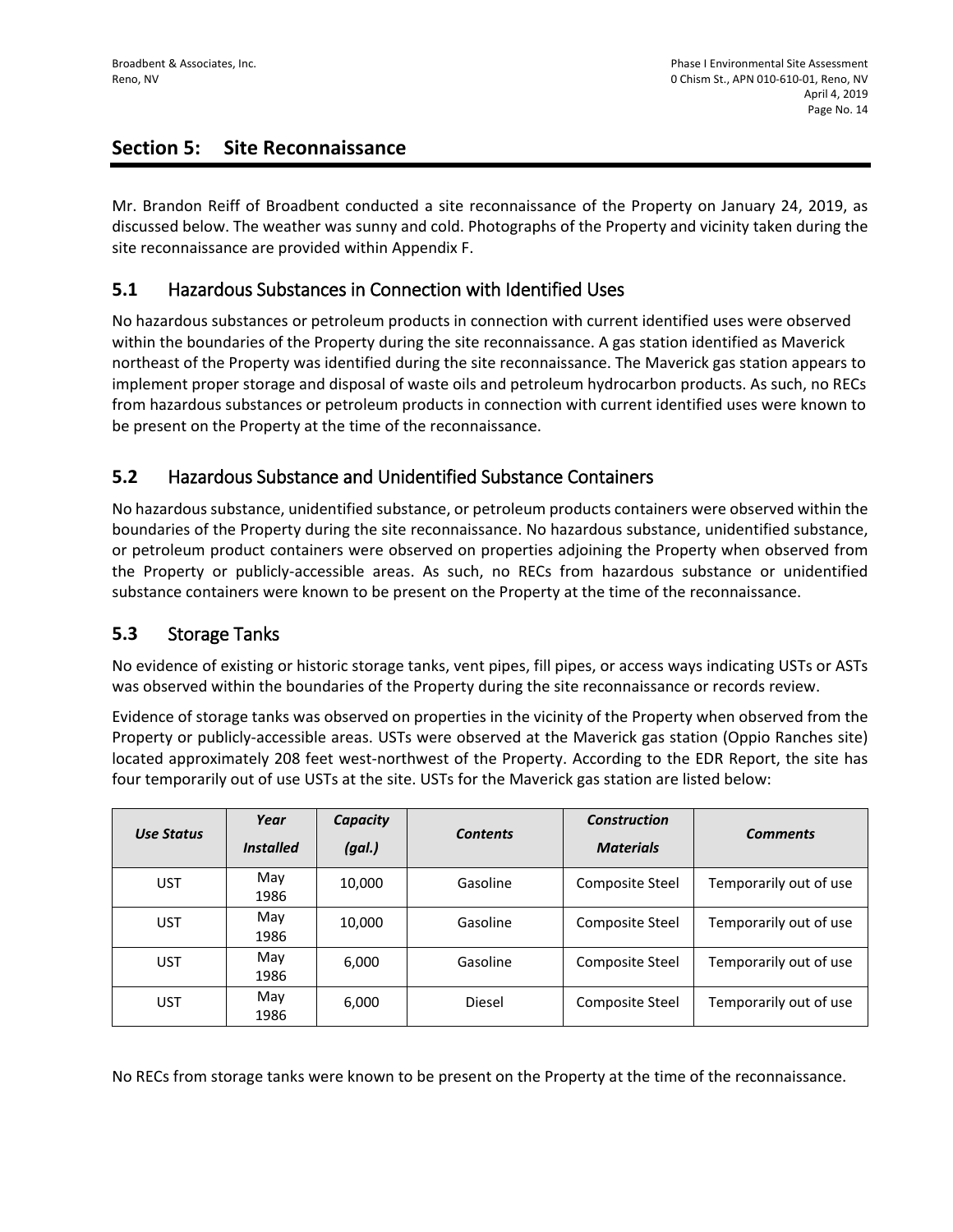## Section 5: Site Reconnaissance

Mr. Brandon Reiff of Broadbent conducted a site reconnaissance of the Property on January 24, 2019, as discussed below. The weather was sunny and cold. Photographs of the Property and vicinity taken during the site reconnaissance are provided within Appendix F.

### 5.1 Hazardous Substances in Connection with Identified Uses

No hazardous substances or petroleum products in connection with current identified uses were observed within the boundaries of the Property during the site reconnaissance. A gas station identified as Maverick northeast of the Property was identified during the site reconnaissance. The Maverick gas station appears to implement proper storage and disposal of waste oils and petroleum hydrocarbon products. As such, no RECs from hazardous substances or petroleum products in connection with current identified uses were known to be present on the Property at the time of the reconnaissance.

### 5.2 Hazardous Substance and Unidentified Substance Containers

No hazardous substance, unidentified substance, or petroleum products containers were observed within the boundaries of the Property during the site reconnaissance. No hazardous substance, unidentified substance, or petroleum product containers were observed on properties adjoining the Property when observed from the Property or publicly-accessible areas. As such, no RECs from hazardous substance or unidentified substance containers were known to be present on the Property at the time of the reconnaissance.

### 5.3 Storage Tanks

No evidence of existing or historic storage tanks, vent pipes, fill pipes, or access ways indicating USTs or ASTs was observed within the boundaries of the Property during the site reconnaissance or records review.

Evidence of storage tanks was observed on properties in the vicinity of the Property when observed from the Property or publicly-accessible areas. USTs were observed at the Maverick gas station (Oppio Ranches site) located approximately 208 feet west-northwest of the Property. According to the EDR Report, the site has four temporarily out of use USTs at the site. USTs for the Maverick gas station are listed below:

| *Use Status* | *Year Installed* | *Capacity (gal.)* | *Contents* | *Construction Materials* | *Comments* |
|---|---|---|---|---|---|
| UST | May 1986 | 10,000 | Gasoline | Composite Steel | Temporarily out of use |
| UST | May 1986 | 10,000 | Gasoline | Composite Steel | Temporarily out of use |
| UST | May 1986 | 6,000 | Gasoline | Composite Steel | Temporarily out of use |
| UST | May 1986 | 6,000 | Diesel | Composite Steel | Temporarily out of use |

No RECs from storage tanks were known to be present on the Property at the time of the reconnaissance.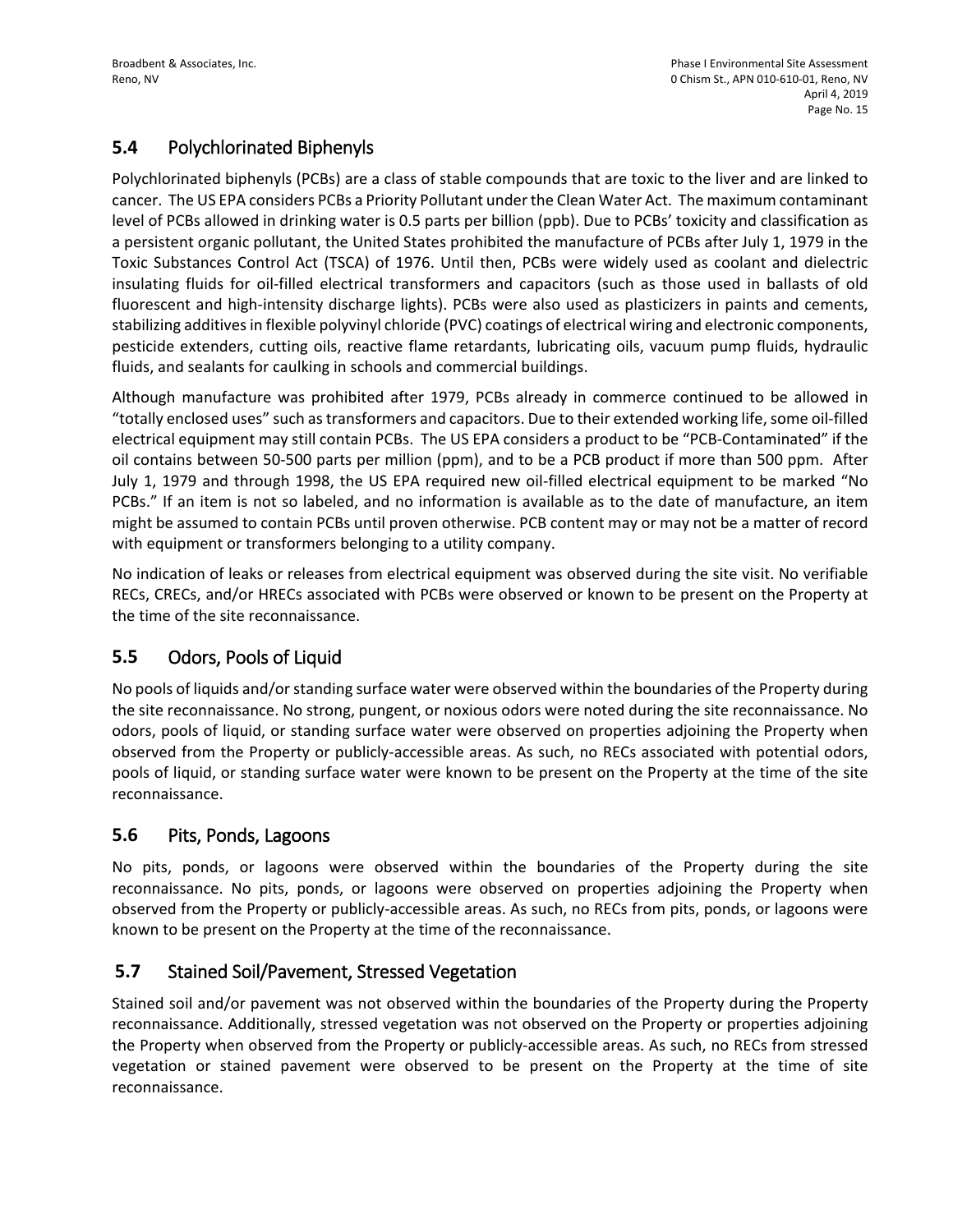## 5.4 Polychlorinated Biphenyls

Polychlorinated biphenyls (PCBs) are a class of stable compounds that are toxic to the liver and are linked to cancer. The US EPA considers PCBs a Priority Pollutant under the Clean Water Act. The maximum contaminant level of PCBs allowed in drinking water is 0.5 parts per billion (ppb). Due to PCBs' toxicity and classification as a persistent organic pollutant, the United States prohibited the manufacture of PCBs after July 1, 1979 in the Toxic Substances Control Act (TSCA) of 1976. Until then, PCBs were widely used as coolant and dielectric insulating fluids for oil-filled electrical transformers and capacitors (such as those used in ballasts of old fluorescent and high-intensity discharge lights). PCBs were also used as plasticizers in paints and cements, stabilizing additives in flexible polyvinyl chloride (PVC) coatings of electrical wiring and electronic components, pesticide extenders, cutting oils, reactive flame retardants, lubricating oils, vacuum pump fluids, hydraulic fluids, and sealants for caulking in schools and commercial buildings.

Although manufacture was prohibited after 1979, PCBs already in commerce continued to be allowed in "totally enclosed uses" such as transformers and capacitors. Due to their extended working life, some oil-filled electrical equipment may still contain PCBs. The US EPA considers a product to be "PCB-Contaminated" if the oil contains between 50-500 parts per million (ppm), and to be a PCB product if more than 500 ppm. After July 1, 1979 and through 1998, the US EPA required new oil-filled electrical equipment to be marked "No PCBs." If an item is not so labeled, and no information is available as to the date of manufacture, an item might be assumed to contain PCBs until proven otherwise. PCB content may or may not be a matter of record with equipment or transformers belonging to a utility company.

No indication of leaks or releases from electrical equipment was observed during the site visit. No verifiable RECs, CRECs, and/or HRECs associated with PCBs were observed or known to be present on the Property at the time of the site reconnaissance.

## 5.5 Odors, Pools of Liquid

No pools of liquids and/or standing surface water were observed within the boundaries of the Property during the site reconnaissance. No strong, pungent, or noxious odors were noted during the site reconnaissance. No odors, pools of liquid, or standing surface water were observed on properties adjoining the Property when observed from the Property or publicly-accessible areas. As such, no RECs associated with potential odors, pools of liquid, or standing surface water were known to be present on the Property at the time of the site reconnaissance.

## 5.6 Pits, Ponds, Lagoons

No pits, ponds, or lagoons were observed within the boundaries of the Property during the site reconnaissance. No pits, ponds, or lagoons were observed on properties adjoining the Property when observed from the Property or publicly-accessible areas. As such, no RECs from pits, ponds, or lagoons were known to be present on the Property at the time of the reconnaissance.

## 5.7 Stained Soil/Pavement, Stressed Vegetation

Stained soil and/or pavement was not observed within the boundaries of the Property during the Property reconnaissance. Additionally, stressed vegetation was not observed on the Property or properties adjoining the Property when observed from the Property or publicly-accessible areas. As such, no RECs from stressed vegetation or stained pavement were observed to be present on the Property at the time of site reconnaissance.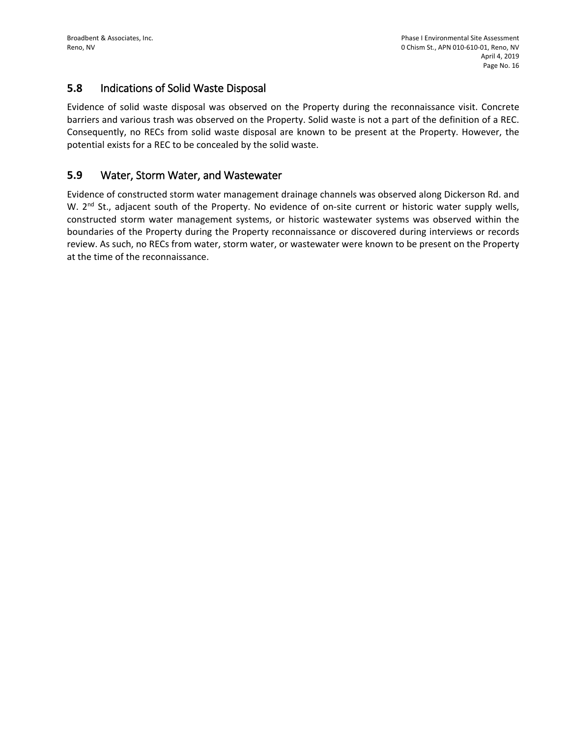## 5.8 Indications of Solid Waste Disposal

Evidence of solid waste disposal was observed on the Property during the reconnaissance visit. Concrete barriers and various trash was observed on the Property. Solid waste is not a part of the definition of a REC. Consequently, no RECs from solid waste disposal are known to be present at the Property. However, the potential exists for a REC to be concealed by the solid waste.

## 5.9 Water, Storm Water, and Wastewater

Evidence of constructed storm water management drainage channels was observed along Dickerson Rd. and W. 2nd St., adjacent south of the Property. No evidence of on-site current or historic water supply wells, constructed storm water management systems, or historic wastewater systems was observed within the boundaries of the Property during the Property reconnaissance or discovered during interviews or records review. As such, no RECs from water, storm water, or wastewater were known to be present on the Property at the time of the reconnaissance.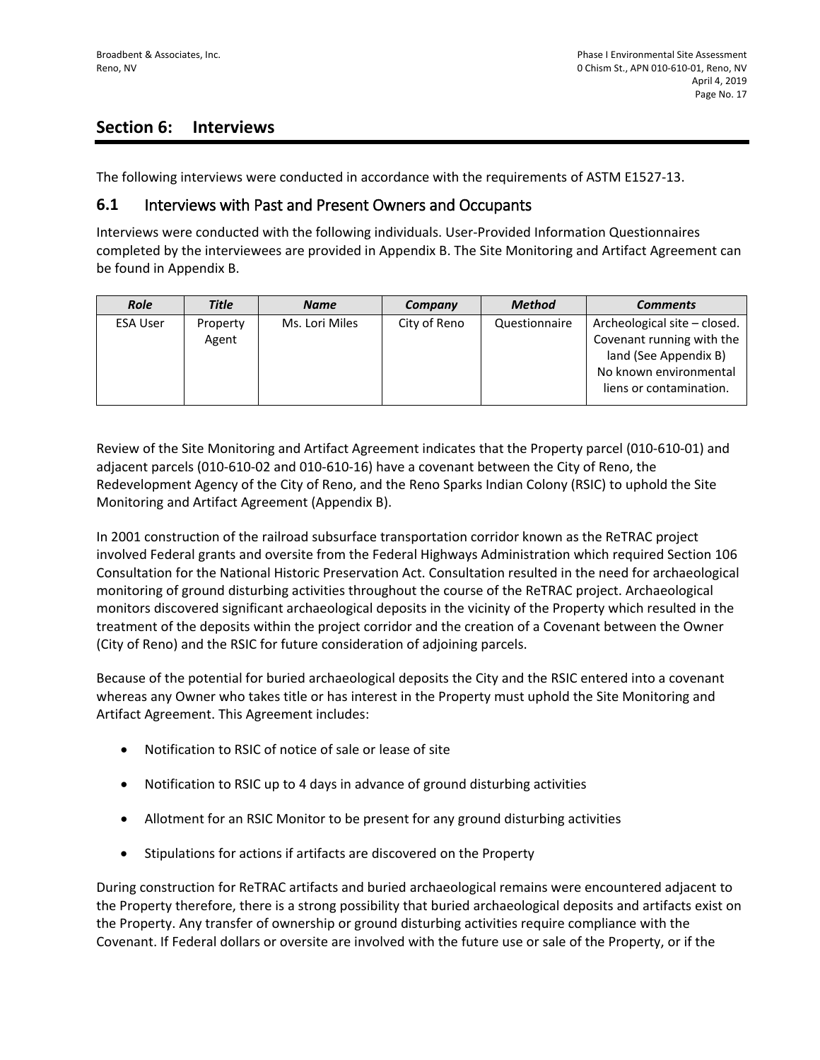## Section 6: Interviews

The following interviews were conducted in accordance with the requirements of ASTM E1527-13.

### 6.1 Interviews with Past and Present Owners and Occupants

Interviews were conducted with the following individuals. User-Provided Information Questionnaires completed by the interviewees are provided in Appendix B. The Site Monitoring and Artifact Agreement can be found in Appendix B.

| *Role* | *Title* | *Name* | *Company* | *Method* | *Comments* |
|---|---|---|---|---|---|
| ESA User | Property Agent | Ms. Lori Miles | City of Reno | Questionnaire | Archeological site – closed. Covenant running with the land (See Appendix B) No known environmental liens or contamination. |

Review of the Site Monitoring and Artifact Agreement indicates that the Property parcel (010-610-01) and adjacent parcels (010-610-02 and 010-610-16) have a covenant between the City of Reno, the Redevelopment Agency of the City of Reno, and the Reno Sparks Indian Colony (RSIC) to uphold the Site Monitoring and Artifact Agreement (Appendix B).

In 2001 construction of the railroad subsurface transportation corridor known as the ReTRAC project involved Federal grants and oversite from the Federal Highways Administration which required Section 106 Consultation for the National Historic Preservation Act. Consultation resulted in the need for archaeological monitoring of ground disturbing activities throughout the course of the ReTRAC project. Archaeological monitors discovered significant archaeological deposits in the vicinity of the Property which resulted in the treatment of the deposits within the project corridor and the creation of a Covenant between the Owner (City of Reno) and the RSIC for future consideration of adjoining parcels.

Because of the potential for buried archaeological deposits the City and the RSIC entered into a covenant whereas any Owner who takes title or has interest in the Property must uphold the Site Monitoring and Artifact Agreement. This Agreement includes:

- Notification to RSIC of notice of sale or lease of site
- Notification to RSIC up to 4 days in advance of ground disturbing activities
- Allotment for an RSIC Monitor to be present for any ground disturbing activities
- Stipulations for actions if artifacts are discovered on the Property

During construction for ReTRAC artifacts and buried archaeological remains were encountered adjacent to the Property therefore, there is a strong possibility that buried archaeological deposits and artifacts exist on the Property. Any transfer of ownership or ground disturbing activities require compliance with the Covenant. If Federal dollars or oversite are involved with the future use or sale of the Property, or if the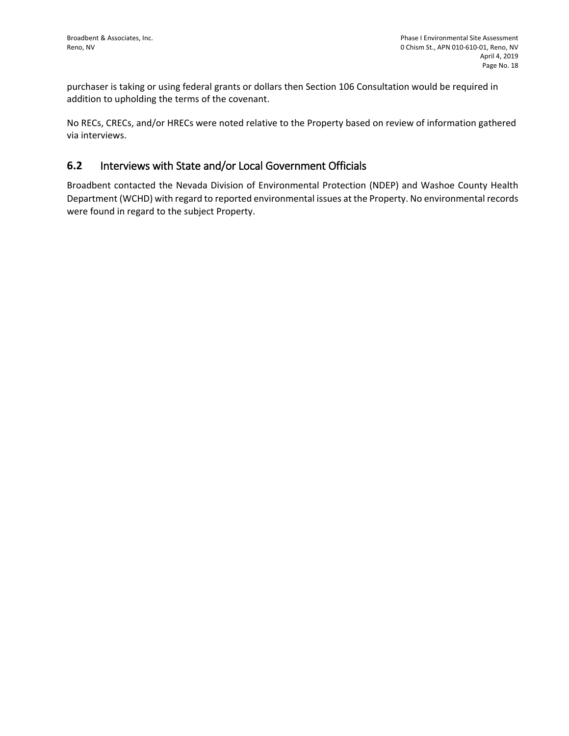purchaser is taking or using federal grants or dollars then Section 106 Consultation would be required in addition to upholding the terms of the covenant.

No RECs, CRECs, and/or HRECs were noted relative to the Property based on review of information gathered via interviews.

## 6.2 Interviews with State and/or Local Government Officials

Broadbent contacted the Nevada Division of Environmental Protection (NDEP) and Washoe County Health Department (WCHD) with regard to reported environmental issues at the Property. No environmental records were found in regard to the subject Property.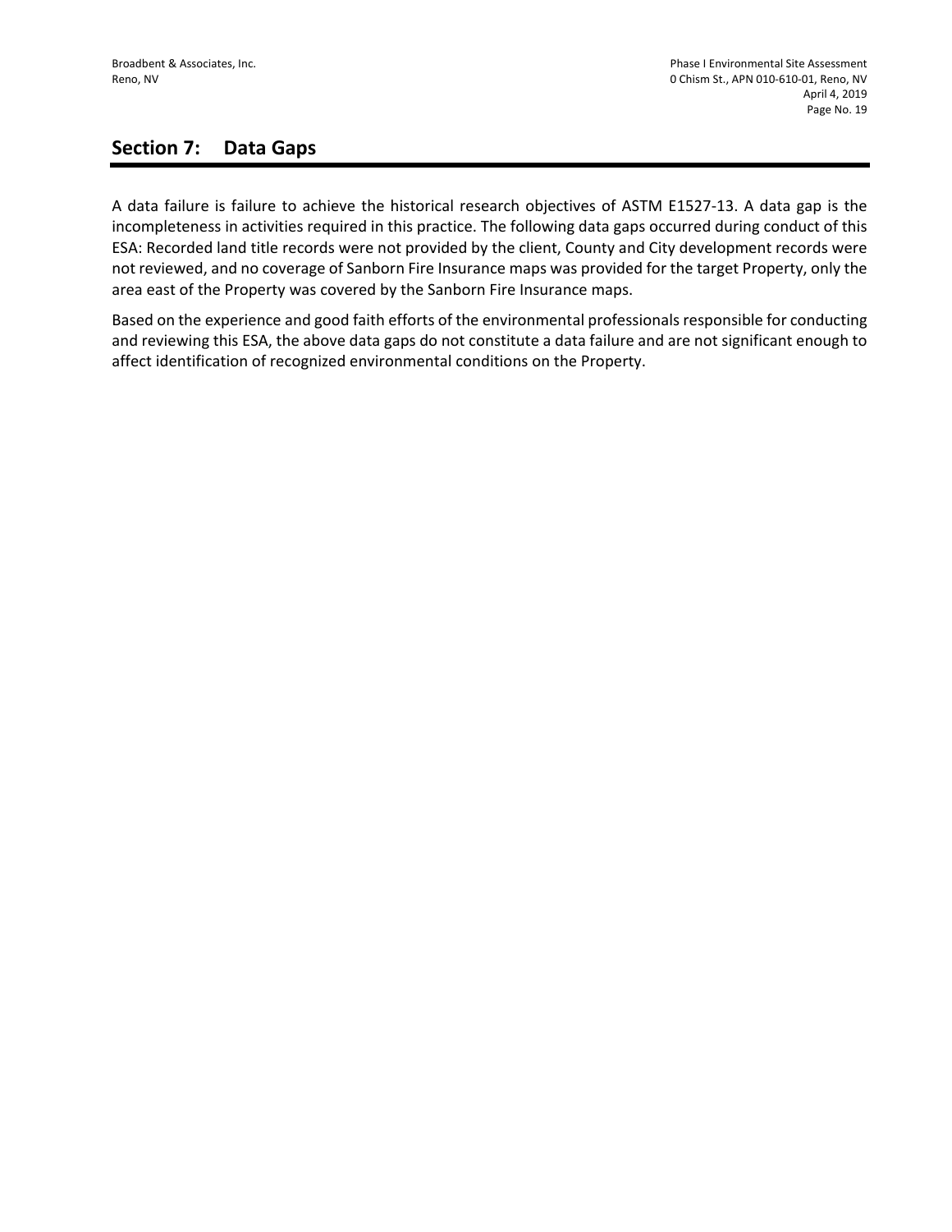## Section 7: Data Gaps

A data failure is failure to achieve the historical research objectives of ASTM E1527-13. A data gap is the incompleteness in activities required in this practice. The following data gaps occurred during conduct of this ESA: Recorded land title records were not provided by the client, County and City development records were not reviewed, and no coverage of Sanborn Fire Insurance maps was provided for the target Property, only the area east of the Property was covered by the Sanborn Fire Insurance maps.

Based on the experience and good faith efforts of the environmental professionals responsible for conducting and reviewing this ESA, the above data gaps do not constitute a data failure and are not significant enough to affect identification of recognized environmental conditions on the Property.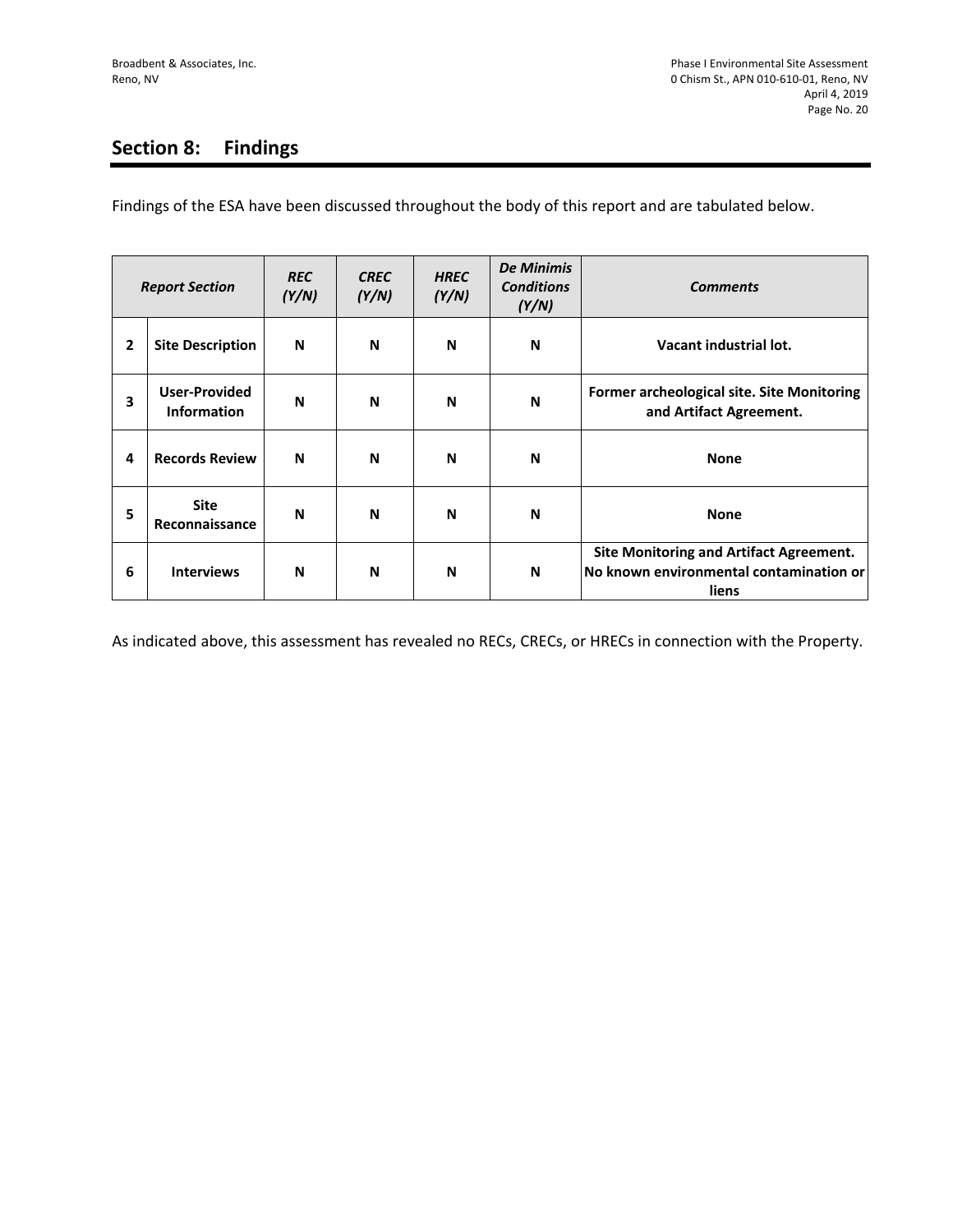# Section 8: Findings

Findings of the ESA have been discussed throughout the body of this report and are tabulated below.

| ***Report Section*** | | ***REC (Y/N)*** | ***CREC (Y/N)*** | ***HREC (Y/N)*** | ***De Minimis Conditions (Y/N)*** | ***Comments*** |
|---|---|---|---|---|---|---|
| **2** | **Site Description** | **N** | **N** | **N** | **N** | **Vacant industrial lot.** |
| **3** | **User-Provided Information** | **N** | **N** | **N** | **N** | **Former archeological site. Site Monitoring and Artifact Agreement.** |
| **4** | **Records Review** | **N** | **N** | **N** | **N** | **None** |
| **5** | **Site Reconnaissance** | **N** | **N** | **N** | **N** | **None** |
| **6** | **Interviews** | **N** | **N** | **N** | **N** | **Site Monitoring and Artifact Agreement. No known environmental contamination or liens** |

As indicated above, this assessment has revealed no RECs, CRECs, or HRECs in connection with the Property.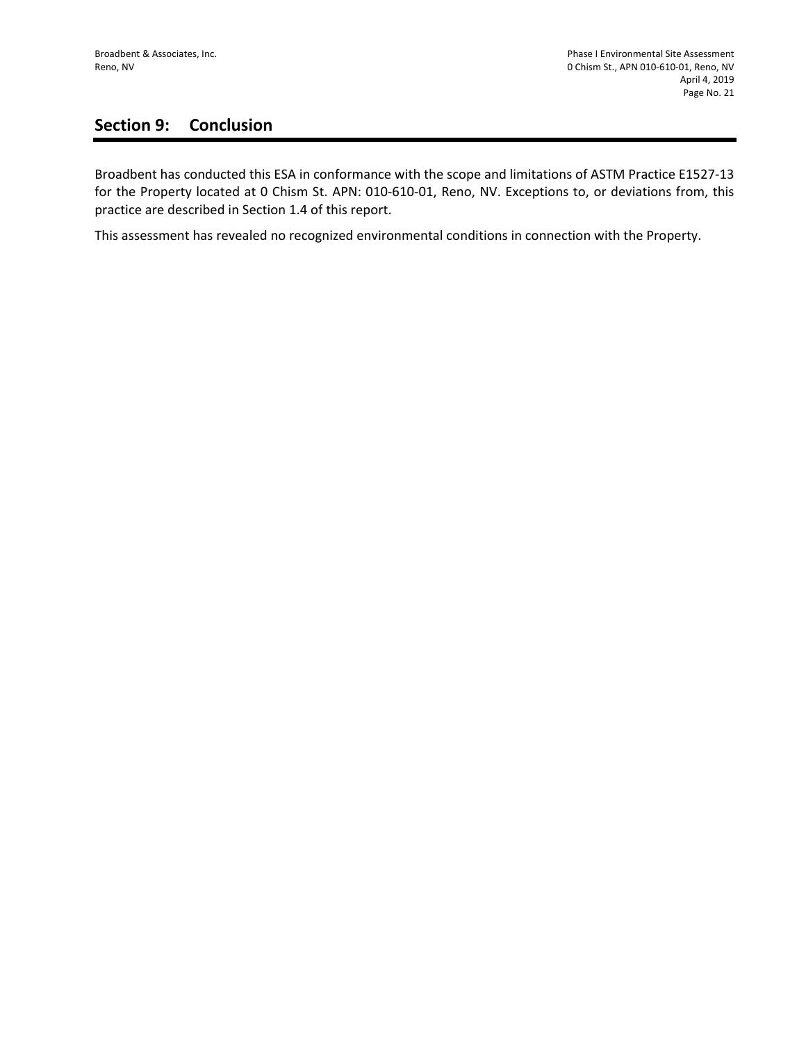## Section 9: Conclusion

Broadbent has conducted this ESA in conformance with the scope and limitations of ASTM Practice E1527-13 for the Property located at 0 Chism St. APN: 010-610-01, Reno, NV. Exceptions to, or deviations from, this practice are described in Section 1.4 of this report.

This assessment has revealed no recognized environmental conditions in connection with the Property.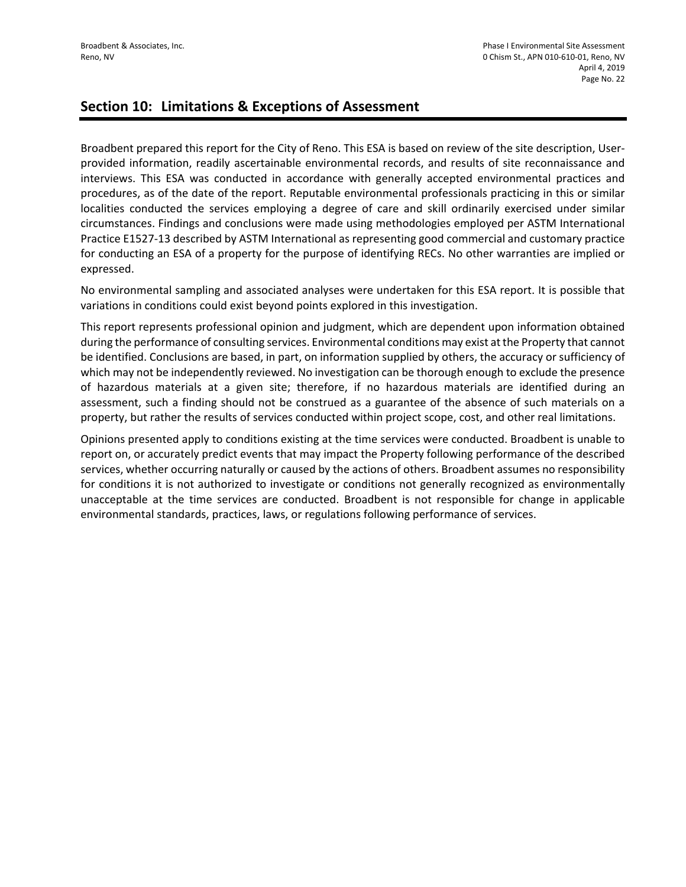## Section 10: Limitations & Exceptions of Assessment

Broadbent prepared this report for the City of Reno. This ESA is based on review of the site description, User-provided information, readily ascertainable environmental records, and results of site reconnaissance and interviews. This ESA was conducted in accordance with generally accepted environmental practices and procedures, as of the date of the report. Reputable environmental professionals practicing in this or similar localities conducted the services employing a degree of care and skill ordinarily exercised under similar circumstances. Findings and conclusions were made using methodologies employed per ASTM International Practice E1527-13 described by ASTM International as representing good commercial and customary practice for conducting an ESA of a property for the purpose of identifying RECs. No other warranties are implied or expressed.

No environmental sampling and associated analyses were undertaken for this ESA report. It is possible that variations in conditions could exist beyond points explored in this investigation.

This report represents professional opinion and judgment, which are dependent upon information obtained during the performance of consulting services. Environmental conditions may exist at the Property that cannot be identified. Conclusions are based, in part, on information supplied by others, the accuracy or sufficiency of which may not be independently reviewed. No investigation can be thorough enough to exclude the presence of hazardous materials at a given site; therefore, if no hazardous materials are identified during an assessment, such a finding should not be construed as a guarantee of the absence of such materials on a property, but rather the results of services conducted within project scope, cost, and other real limitations.

Opinions presented apply to conditions existing at the time services were conducted. Broadbent is unable to report on, or accurately predict events that may impact the Property following performance of the described services, whether occurring naturally or caused by the actions of others. Broadbent assumes no responsibility for conditions it is not authorized to investigate or conditions not generally recognized as environmentally unacceptable at the time services are conducted. Broadbent is not responsible for change in applicable environmental standards, practices, laws, or regulations following performance of services.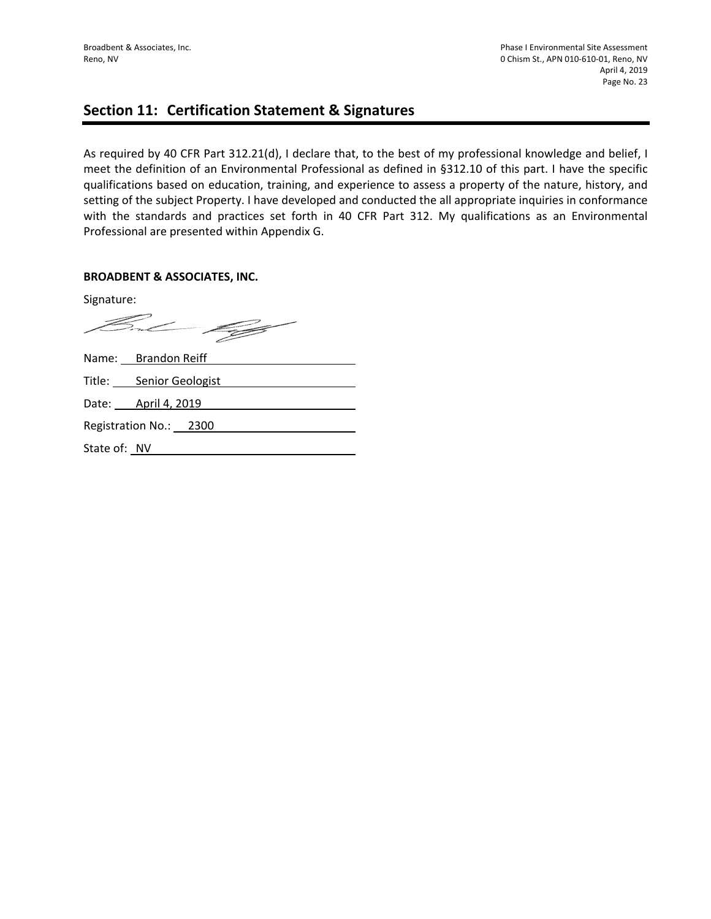## Section 11: Certification Statement & Signatures

As required by 40 CFR Part 312.21(d), I declare that, to the best of my professional knowledge and belief, I meet the definition of an Environmental Professional as defined in §312.10 of this part. I have the specific qualifications based on education, training, and experience to assess a property of the nature, history, and setting of the subject Property. I have developed and conducted the all appropriate inquiries in conformance with the standards and practices set forth in 40 CFR Part 312. My qualifications as an Environmental Professional are presented within Appendix G.

**BROADBENT & ASSOCIATES, INC.**

Signature:

Name: Brandon Reiff

Title: Senior Geologist

Date: April 4, 2019

Registration No.: 2300

State of: NV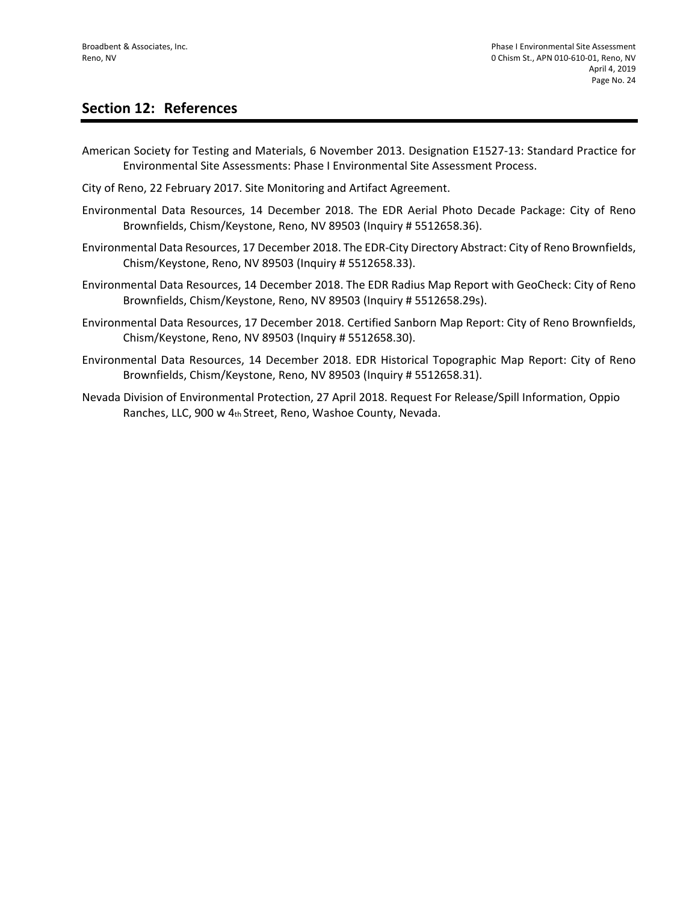## Section 12: References

American Society for Testing and Materials, 6 November 2013. Designation E1527-13: Standard Practice for Environmental Site Assessments: Phase I Environmental Site Assessment Process.

City of Reno, 22 February 2017. Site Monitoring and Artifact Agreement.

Environmental Data Resources, 14 December 2018. The EDR Aerial Photo Decade Package: City of Reno Brownfields, Chism/Keystone, Reno, NV 89503 (Inquiry # 5512658.36).

Environmental Data Resources, 17 December 2018. The EDR-City Directory Abstract: City of Reno Brownfields, Chism/Keystone, Reno, NV 89503 (Inquiry # 5512658.33).

Environmental Data Resources, 14 December 2018. The EDR Radius Map Report with GeoCheck: City of Reno Brownfields, Chism/Keystone, Reno, NV 89503 (Inquiry # 5512658.29s).

Environmental Data Resources, 17 December 2018. Certified Sanborn Map Report: City of Reno Brownfields, Chism/Keystone, Reno, NV 89503 (Inquiry # 5512658.30).

Environmental Data Resources, 14 December 2018. EDR Historical Topographic Map Report: City of Reno Brownfields, Chism/Keystone, Reno, NV 89503 (Inquiry # 5512658.31).

Nevada Division of Environmental Protection, 27 April 2018. Request For Release/Spill Information, Oppio Ranches, LLC, 900 w 4th Street, Reno, Washoe County, Nevada.